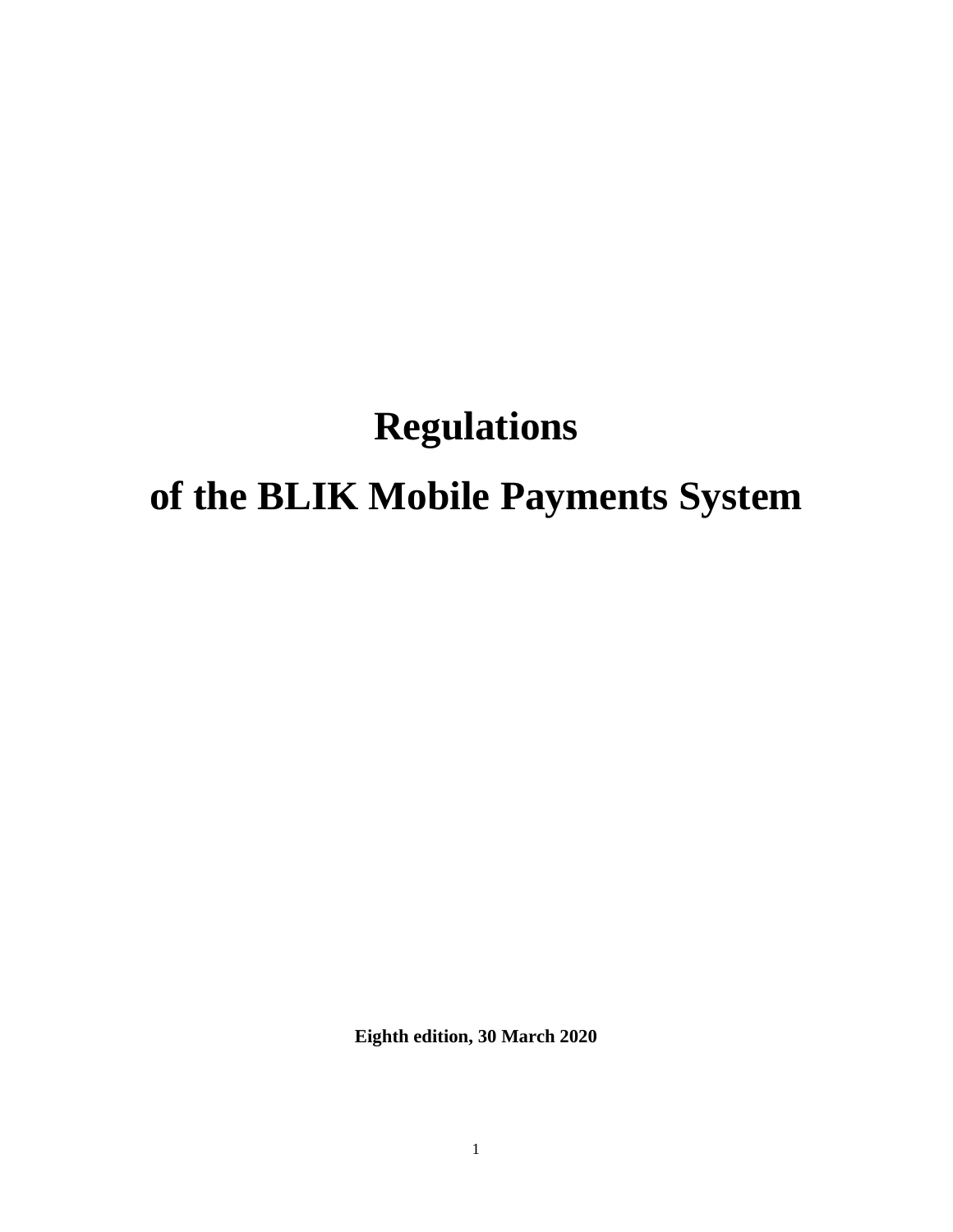# Regulations

# of the BLIK Mobile Payments System

**Eighth edition, 30 March 2020**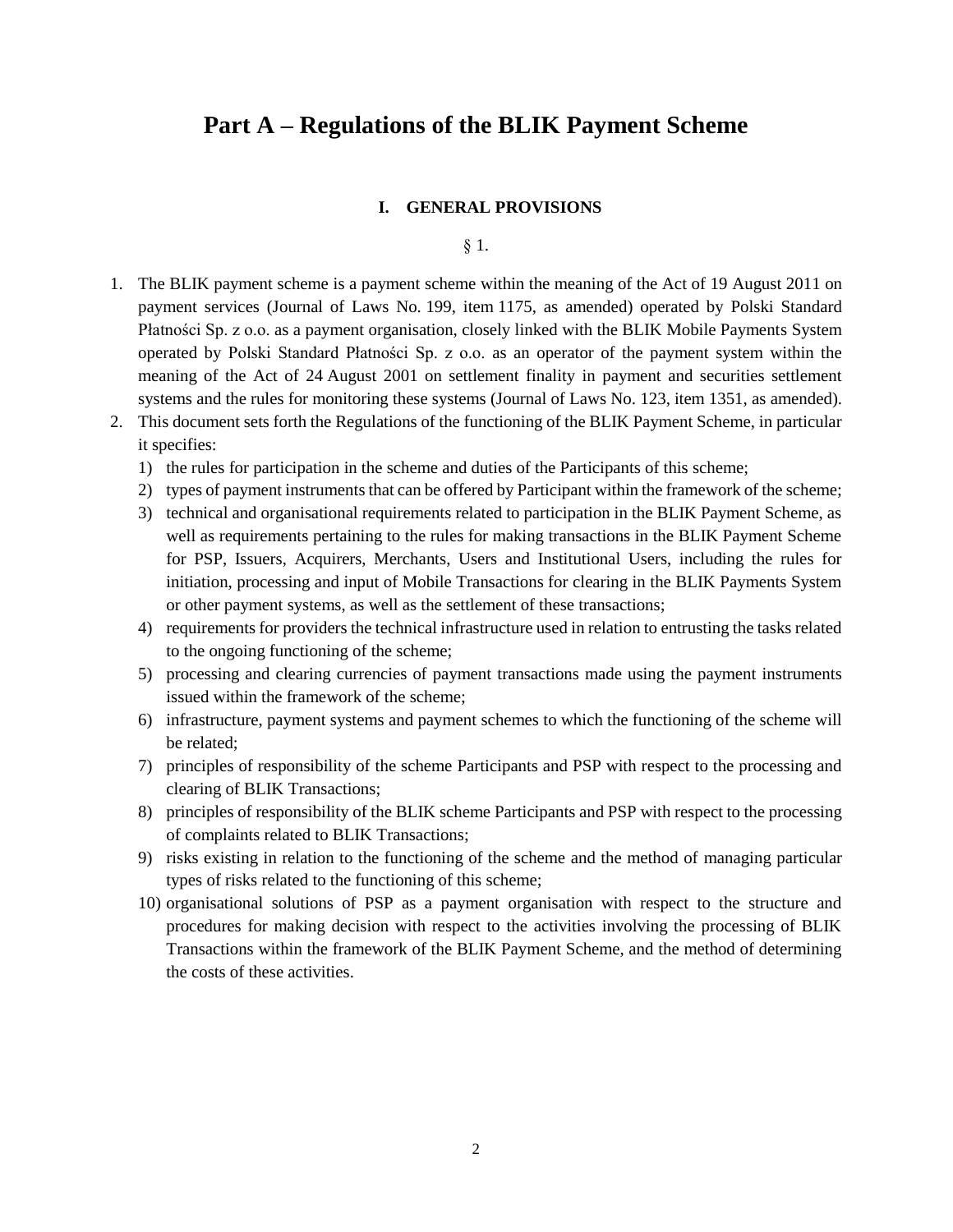# Part A – Regulations of the BLIK Payment Scheme

## I. GENERAL PROVISIONS

§ 1.

1. The BLIK payment scheme is a payment scheme within the meaning of the Act of 19 August 2011 on payment services (Journal of Laws No. 199, item 1175, as amended) operated by Polski Standard Płatności Sp. z o.o. as a payment organisation, closely linked with the BLIK Mobile Payments System operated by Polski Standard Płatności Sp. z o.o. as an operator of the payment system within the meaning of the Act of 24 August 2001 on settlement finality in payment and securities settlement systems and the rules for monitoring these systems (Journal of Laws No. 123, item 1351, as amended).
2. This document sets forth the Regulations of the functioning of the BLIK Payment Scheme, in particular it specifies:
   1) the rules for participation in the scheme and duties of the Participants of this scheme;
   2) types of payment instruments that can be offered by Participant within the framework of the scheme;
   3) technical and organisational requirements related to participation in the BLIK Payment Scheme, as well as requirements pertaining to the rules for making transactions in the BLIK Payment Scheme for PSP, Issuers, Acquirers, Merchants, Users and Institutional Users, including the rules for initiation, processing and input of Mobile Transactions for clearing in the BLIK Payments System or other payment systems, as well as the settlement of these transactions;
   4) requirements for providers the technical infrastructure used in relation to entrusting the tasks related to the ongoing functioning of the scheme;
   5) processing and clearing currencies of payment transactions made using the payment instruments issued within the framework of the scheme;
   6) infrastructure, payment systems and payment schemes to which the functioning of the scheme will be related;
   7) principles of responsibility of the scheme Participants and PSP with respect to the processing and clearing of BLIK Transactions;
   8) principles of responsibility of the BLIK scheme Participants and PSP with respect to the processing of complaints related to BLIK Transactions;
   9) risks existing in relation to the functioning of the scheme and the method of managing particular types of risks related to the functioning of this scheme;
   10) organisational solutions of PSP as a payment organisation with respect to the structure and procedures for making decision with respect to the activities involving the processing of BLIK Transactions within the framework of the BLIK Payment Scheme, and the method of determining the costs of these activities.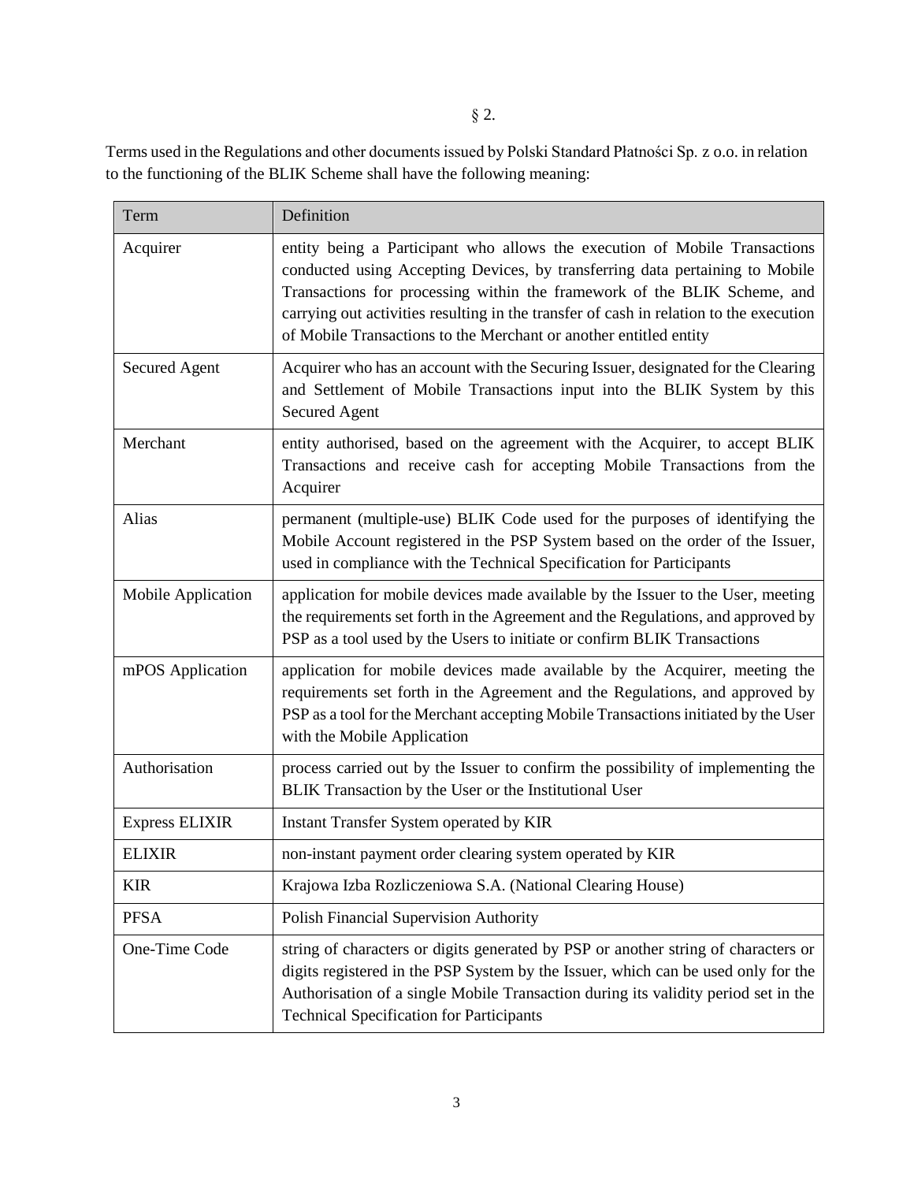§ 2.

Terms used in the Regulations and other documents issued by Polski Standard Płatności Sp. z o.o. in relation to the functioning of the BLIK Scheme shall have the following meaning:

| Term | Definition |
|---|---|
| Acquirer | entity being a Participant who allows the execution of Mobile Transactions conducted using Accepting Devices, by transferring data pertaining to Mobile Transactions for processing within the framework of the BLIK Scheme, and carrying out activities resulting in the transfer of cash in relation to the execution of Mobile Transactions to the Merchant or another entitled entity |
| Secured Agent | Acquirer who has an account with the Securing Issuer, designated for the Clearing and Settlement of Mobile Transactions input into the BLIK System by this Secured Agent |
| Merchant | entity authorised, based on the agreement with the Acquirer, to accept BLIK Transactions and receive cash for accepting Mobile Transactions from the Acquirer |
| Alias | permanent (multiple-use) BLIK Code used for the purposes of identifying the Mobile Account registered in the PSP System based on the order of the Issuer, used in compliance with the Technical Specification for Participants |
| Mobile Application | application for mobile devices made available by the Issuer to the User, meeting the requirements set forth in the Agreement and the Regulations, and approved by PSP as a tool used by the Users to initiate or confirm BLIK Transactions |
| mPOS Application | application for mobile devices made available by the Acquirer, meeting the requirements set forth in the Agreement and the Regulations, and approved by PSP as a tool for the Merchant accepting Mobile Transactions initiated by the User with the Mobile Application |
| Authorisation | process carried out by the Issuer to confirm the possibility of implementing the BLIK Transaction by the User or the Institutional User |
| Express ELIXIR | Instant Transfer System operated by KIR |
| ELIXIR | non-instant payment order clearing system operated by KIR |
| KIR | Krajowa Izba Rozliczeniowa S.A. (National Clearing House) |
| PFSA | Polish Financial Supervision Authority |
| One-Time Code | string of characters or digits generated by PSP or another string of characters or digits registered in the PSP System by the Issuer, which can be used only for the Authorisation of a single Mobile Transaction during its validity period set in the Technical Specification for Participants |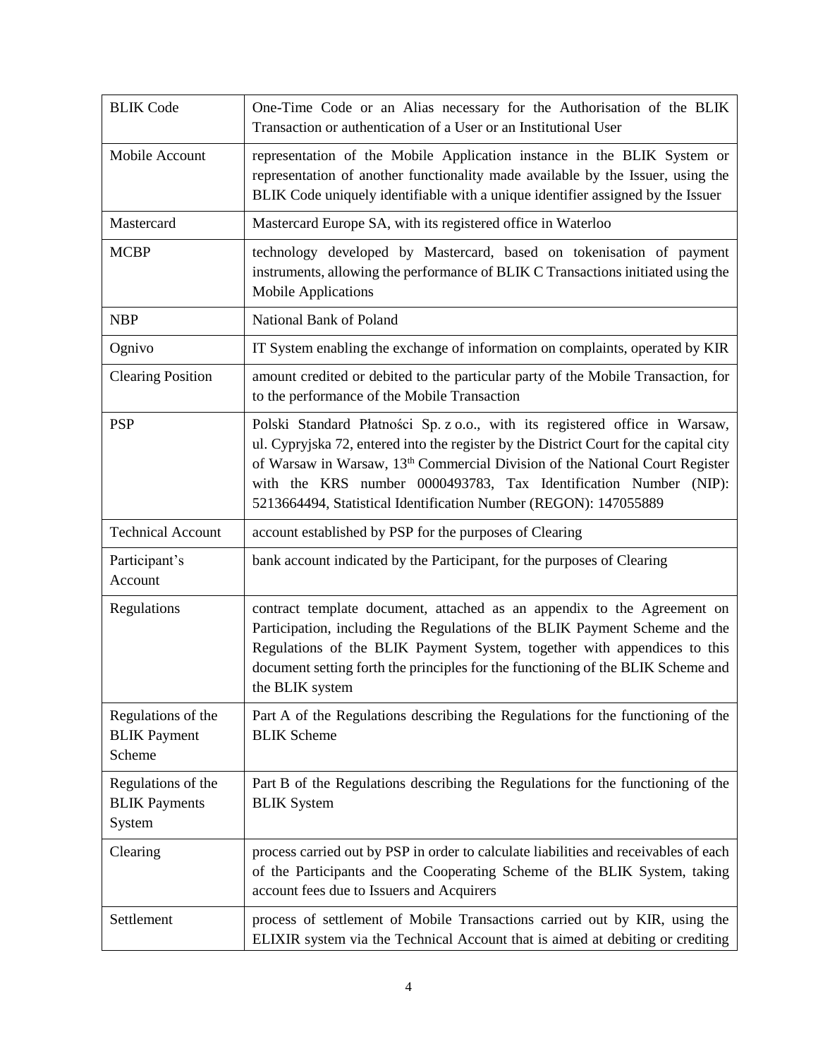| | |
|---|---|
| BLIK Code | One-Time Code or an Alias necessary for the Authorisation of the BLIK Transaction or authentication of a User or an Institutional User |
| Mobile Account | representation of the Mobile Application instance in the BLIK System or representation of another functionality made available by the Issuer, using the BLIK Code uniquely identifiable with a unique identifier assigned by the Issuer |
| Mastercard | Mastercard Europe SA, with its registered office in Waterloo |
| MCBP | technology developed by Mastercard, based on tokenisation of payment instruments, allowing the performance of BLIK C Transactions initiated using the Mobile Applications |
| NBP | National Bank of Poland |
| Ognivo | IT System enabling the exchange of information on complaints, operated by KIR |
| Clearing Position | amount credited or debited to the particular party of the Mobile Transaction, for to the performance of the Mobile Transaction |
| PSP | Polski Standard Płatności Sp. z o.o., with its registered office in Warsaw, ul. Cypryjska 72, entered into the register by the District Court for the capital city of Warsaw in Warsaw, 13th Commercial Division of the National Court Register with the KRS number 0000493783, Tax Identification Number (NIP): 5213664494, Statistical Identification Number (REGON): 147055889 |
| Technical Account | account established by PSP for the purposes of Clearing |
| Participant's Account | bank account indicated by the Participant, for the purposes of Clearing |
| Regulations | contract template document, attached as an appendix to the Agreement on Participation, including the Regulations of the BLIK Payment Scheme and the Regulations of the BLIK Payment System, together with appendices to this document setting forth the principles for the functioning of the BLIK Scheme and the BLIK system |
| Regulations of the BLIK Payment Scheme | Part A of the Regulations describing the Regulations for the functioning of the BLIK Scheme |
| Regulations of the BLIK Payments System | Part B of the Regulations describing the Regulations for the functioning of the BLIK System |
| Clearing | process carried out by PSP in order to calculate liabilities and receivables of each of the Participants and the Cooperating Scheme of the BLIK System, taking account fees due to Issuers and Acquirers |
| Settlement | process of settlement of Mobile Transactions carried out by KIR, using the ELIXIR system via the Technical Account that is aimed at debiting or crediting |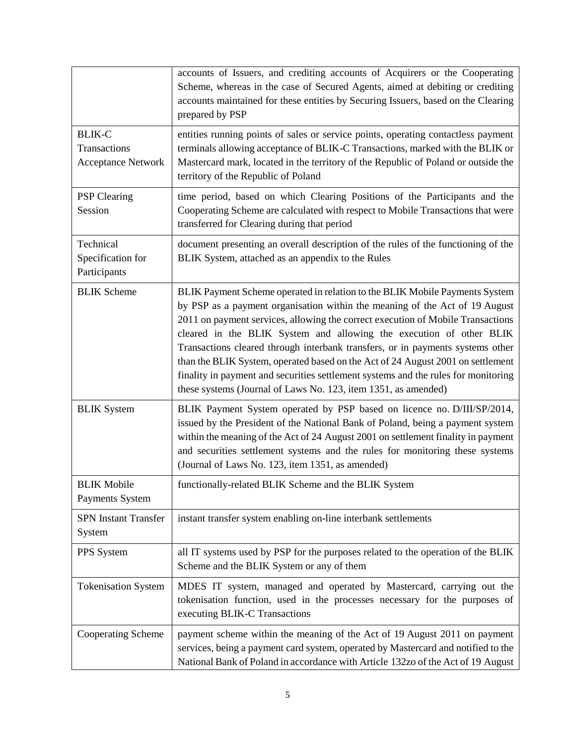| | |
|---|---|
| | accounts of Issuers, and crediting accounts of Acquirers or the Cooperating Scheme, whereas in the case of Secured Agents, aimed at debiting or crediting accounts maintained for these entities by Securing Issuers, based on the Clearing prepared by PSP |
| BLIK-C Transactions Acceptance Network | entities running points of sales or service points, operating contactless payment terminals allowing acceptance of BLIK-C Transactions, marked with the BLIK or Mastercard mark, located in the territory of the Republic of Poland or outside the territory of the Republic of Poland |
| PSP Clearing Session | time period, based on which Clearing Positions of the Participants and the Cooperating Scheme are calculated with respect to Mobile Transactions that were transferred for Clearing during that period |
| Technical Specification for Participants | document presenting an overall description of the rules of the functioning of the BLIK System, attached as an appendix to the Rules |
| BLIK Scheme | BLIK Payment Scheme operated in relation to the BLIK Mobile Payments System by PSP as a payment organisation within the meaning of the Act of 19 August 2011 on payment services, allowing the correct execution of Mobile Transactions cleared in the BLIK System and allowing the execution of other BLIK Transactions cleared through interbank transfers, or in payments systems other than the BLIK System, operated based on the Act of 24 August 2001 on settlement finality in payment and securities settlement systems and the rules for monitoring these systems (Journal of Laws No. 123, item 1351, as amended) |
| BLIK System | BLIK Payment System operated by PSP based on licence no. D/III/SP/2014, issued by the President of the National Bank of Poland, being a payment system within the meaning of the Act of 24 August 2001 on settlement finality in payment and securities settlement systems and the rules for monitoring these systems (Journal of Laws No. 123, item 1351, as amended) |
| BLIK Mobile Payments System | functionally-related BLIK Scheme and the BLIK System |
| SPN Instant Transfer System | instant transfer system enabling on-line interbank settlements |
| PPS System | all IT systems used by PSP for the purposes related to the operation of the BLIK Scheme and the BLIK System or any of them |
| Tokenisation System | MDES IT system, managed and operated by Mastercard, carrying out the tokenisation function, used in the processes necessary for the purposes of executing BLIK-C Transactions |
| Cooperating Scheme | payment scheme within the meaning of the Act of 19 August 2011 on payment services, being a payment card system, operated by Mastercard and notified to the National Bank of Poland in accordance with Article 132zo of the Act of 19 August |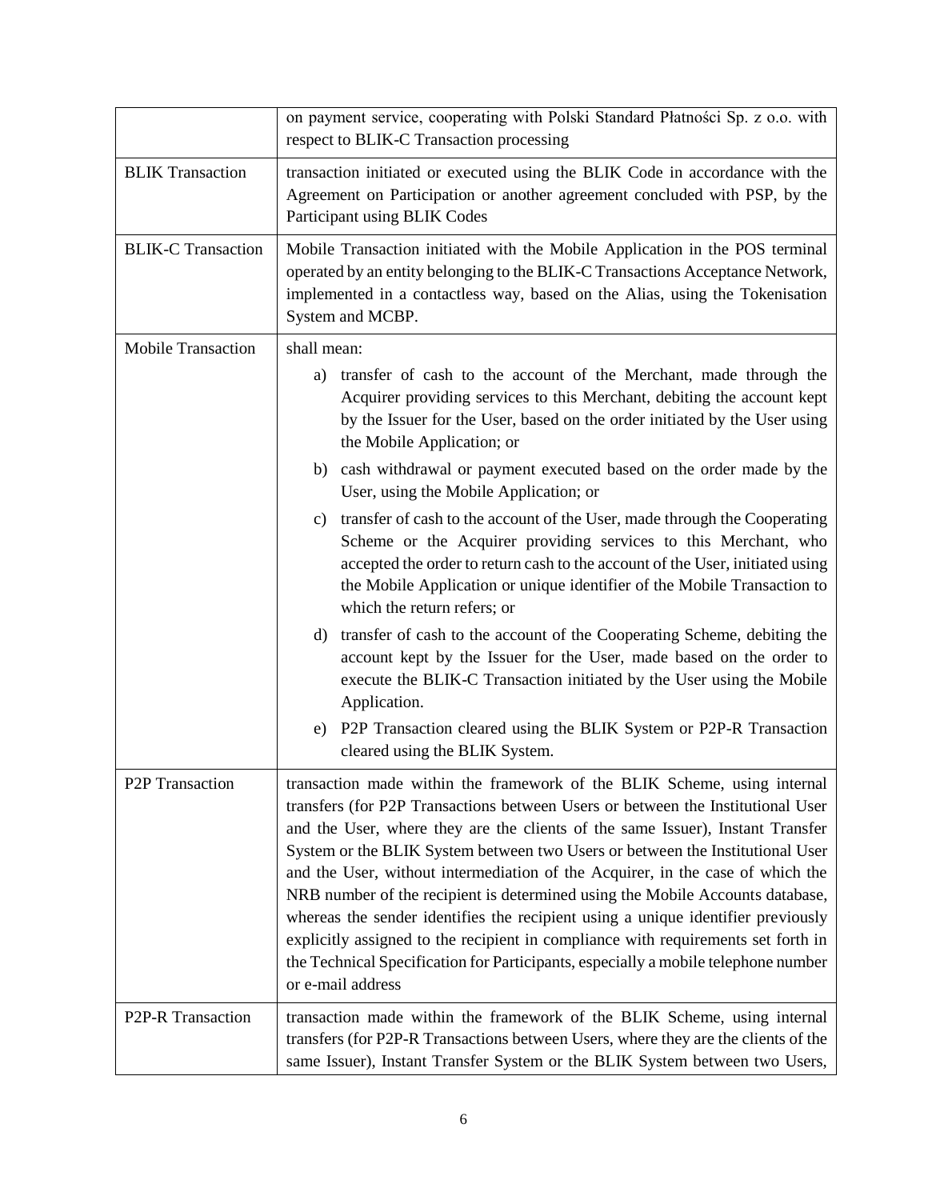| | |
|---|---|
| | on payment service, cooperating with Polski Standard Płatności Sp. z o.o. with respect to BLIK-C Transaction processing |
| BLIK Transaction | transaction initiated or executed using the BLIK Code in accordance with the Agreement on Participation or another agreement concluded with PSP, by the Participant using BLIK Codes |
| BLIK-C Transaction | Mobile Transaction initiated with the Mobile Application in the POS terminal operated by an entity belonging to the BLIK-C Transactions Acceptance Network, implemented in a contactless way, based on the Alias, using the Tokenisation System and MCBP. |
| Mobile Transaction | shall mean:<br>a) transfer of cash to the account of the Merchant, made through the Acquirer providing services to this Merchant, debiting the account kept by the Issuer for the User, based on the order initiated by the User using the Mobile Application; or<br>b) cash withdrawal or payment executed based on the order made by the User, using the Mobile Application; or<br>c) transfer of cash to the account of the User, made through the Cooperating Scheme or the Acquirer providing services to this Merchant, who accepted the order to return cash to the account of the User, initiated using the Mobile Application or unique identifier of the Mobile Transaction to which the return refers; or<br>d) transfer of cash to the account of the Cooperating Scheme, debiting the account kept by the Issuer for the User, made based on the order to execute the BLIK-C Transaction initiated by the User using the Mobile Application.<br>e) P2P Transaction cleared using the BLIK System or P2P-R Transaction cleared using the BLIK System. |
| P2P Transaction | transaction made within the framework of the BLIK Scheme, using internal transfers (for P2P Transactions between Users or between the Institutional User and the User, where they are the clients of the same Issuer), Instant Transfer System or the BLIK System between two Users or between the Institutional User and the User, without intermediation of the Acquirer, in the case of which the NRB number of the recipient is determined using the Mobile Accounts database, whereas the sender identifies the recipient using a unique identifier previously explicitly assigned to the recipient in compliance with requirements set forth in the Technical Specification for Participants, especially a mobile telephone number or e-mail address |
| P2P-R Transaction | transaction made within the framework of the BLIK Scheme, using internal transfers (for P2P-R Transactions between Users, where they are the clients of the same Issuer), Instant Transfer System or the BLIK System between two Users, |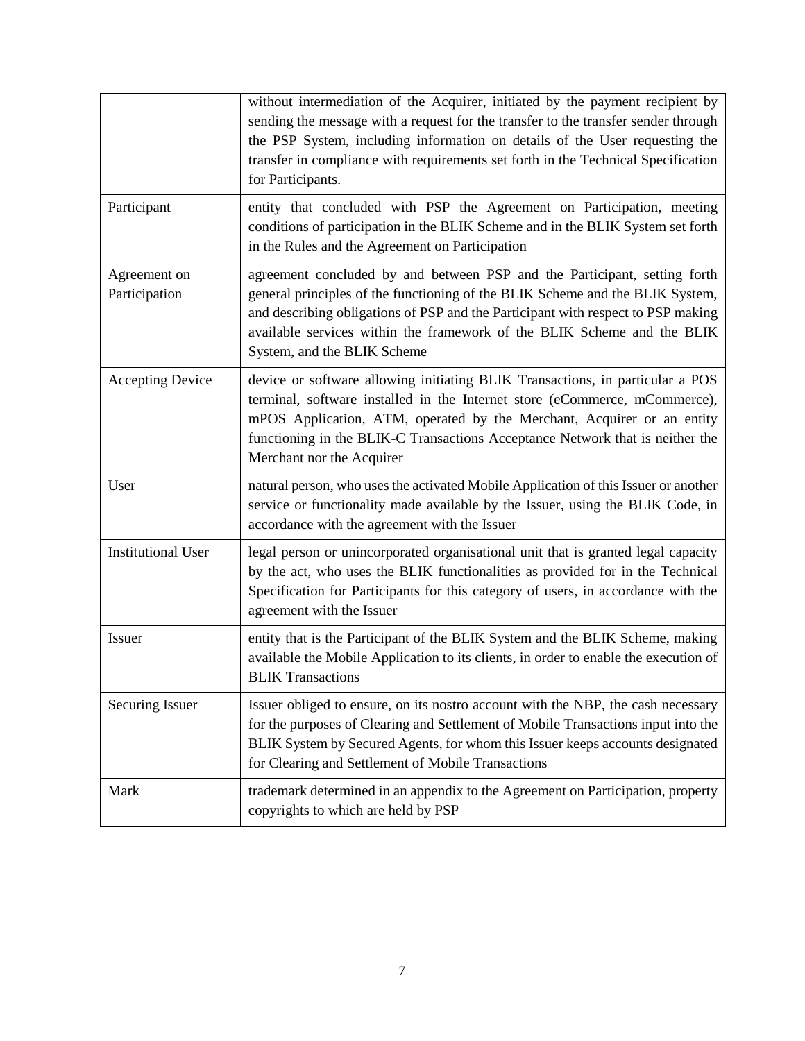| | |
|---|---|
| | without intermediation of the Acquirer, initiated by the payment recipient by sending the message with a request for the transfer to the transfer sender through the PSP System, including information on details of the User requesting the transfer in compliance with requirements set forth in the Technical Specification for Participants. |
| Participant | entity that concluded with PSP the Agreement on Participation, meeting conditions of participation in the BLIK Scheme and in the BLIK System set forth in the Rules and the Agreement on Participation |
| Agreement on Participation | agreement concluded by and between PSP and the Participant, setting forth general principles of the functioning of the BLIK Scheme and the BLIK System, and describing obligations of PSP and the Participant with respect to PSP making available services within the framework of the BLIK Scheme and the BLIK System, and the BLIK Scheme |
| Accepting Device | device or software allowing initiating BLIK Transactions, in particular a POS terminal, software installed in the Internet store (eCommerce, mCommerce), mPOS Application, ATM, operated by the Merchant, Acquirer or an entity functioning in the BLIK-C Transactions Acceptance Network that is neither the Merchant nor the Acquirer |
| User | natural person, who uses the activated Mobile Application of this Issuer or another service or functionality made available by the Issuer, using the BLIK Code, in accordance with the agreement with the Issuer |
| Institutional User | legal person or unincorporated organisational unit that is granted legal capacity by the act, who uses the BLIK functionalities as provided for in the Technical Specification for Participants for this category of users, in accordance with the agreement with the Issuer |
| Issuer | entity that is the Participant of the BLIK System and the BLIK Scheme, making available the Mobile Application to its clients, in order to enable the execution of BLIK Transactions |
| Securing Issuer | Issuer obliged to ensure, on its nostro account with the NBP, the cash necessary for the purposes of Clearing and Settlement of Mobile Transactions input into the BLIK System by Secured Agents, for whom this Issuer keeps accounts designated for Clearing and Settlement of Mobile Transactions |
| Mark | trademark determined in an appendix to the Agreement on Participation, property copyrights to which are held by PSP |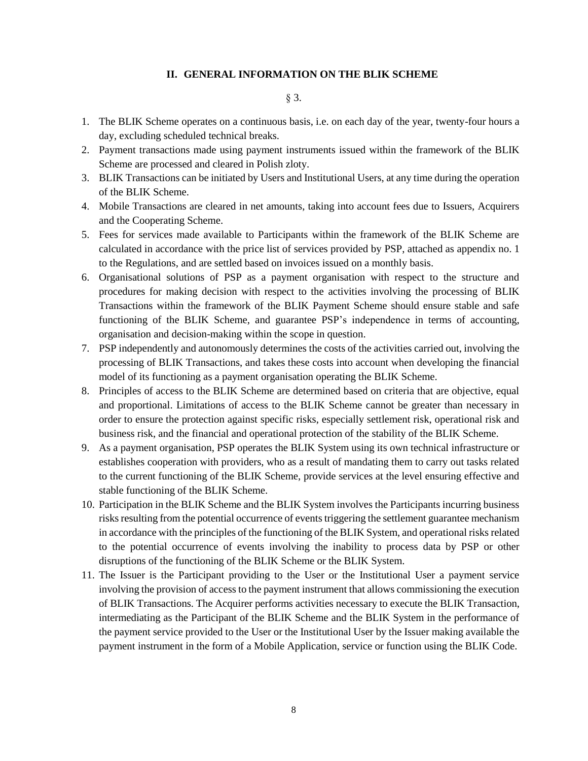## II. GENERAL INFORMATION ON THE BLIK SCHEME

§ 3.

1. The BLIK Scheme operates on a continuous basis, i.e. on each day of the year, twenty-four hours a day, excluding scheduled technical breaks.
2. Payment transactions made using payment instruments issued within the framework of the BLIK Scheme are processed and cleared in Polish zloty.
3. BLIK Transactions can be initiated by Users and Institutional Users, at any time during the operation of the BLIK Scheme.
4. Mobile Transactions are cleared in net amounts, taking into account fees due to Issuers, Acquirers and the Cooperating Scheme.
5. Fees for services made available to Participants within the framework of the BLIK Scheme are calculated in accordance with the price list of services provided by PSP, attached as appendix no. 1 to the Regulations, and are settled based on invoices issued on a monthly basis.
6. Organisational solutions of PSP as a payment organisation with respect to the structure and procedures for making decision with respect to the activities involving the processing of BLIK Transactions within the framework of the BLIK Payment Scheme should ensure stable and safe functioning of the BLIK Scheme, and guarantee PSP's independence in terms of accounting, organisation and decision-making within the scope in question.
7. PSP independently and autonomously determines the costs of the activities carried out, involving the processing of BLIK Transactions, and takes these costs into account when developing the financial model of its functioning as a payment organisation operating the BLIK Scheme.
8. Principles of access to the BLIK Scheme are determined based on criteria that are objective, equal and proportional. Limitations of access to the BLIK Scheme cannot be greater than necessary in order to ensure the protection against specific risks, especially settlement risk, operational risk and business risk, and the financial and operational protection of the stability of the BLIK Scheme.
9. As a payment organisation, PSP operates the BLIK System using its own technical infrastructure or establishes cooperation with providers, who as a result of mandating them to carry out tasks related to the current functioning of the BLIK Scheme, provide services at the level ensuring effective and stable functioning of the BLIK Scheme.
10. Participation in the BLIK Scheme and the BLIK System involves the Participants incurring business risks resulting from the potential occurrence of events triggering the settlement guarantee mechanism in accordance with the principles of the functioning of the BLIK System, and operational risks related to the potential occurrence of events involving the inability to process data by PSP or other disruptions of the functioning of the BLIK Scheme or the BLIK System.
11. The Issuer is the Participant providing to the User or the Institutional User a payment service involving the provision of access to the payment instrument that allows commissioning the execution of BLIK Transactions. The Acquirer performs activities necessary to execute the BLIK Transaction, intermediating as the Participant of the BLIK Scheme and the BLIK System in the performance of the payment service provided to the User or the Institutional User by the Issuer making available the payment instrument in the form of a Mobile Application, service or function using the BLIK Code.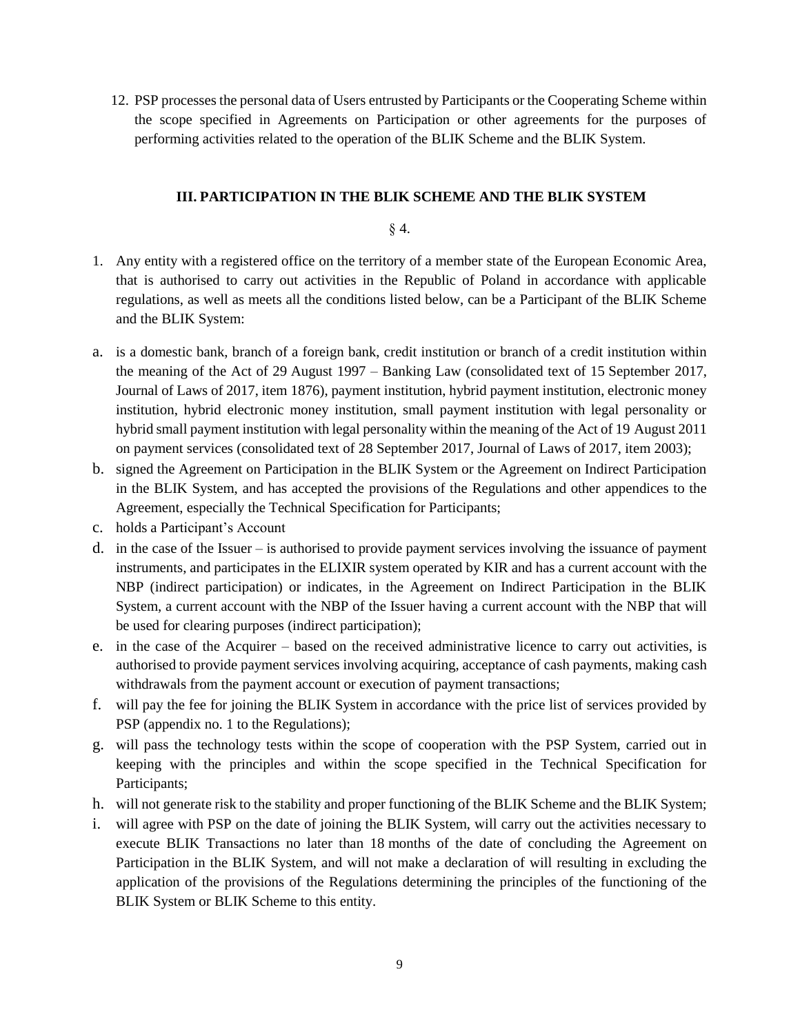12. PSP processes the personal data of Users entrusted by Participants or the Cooperating Scheme within the scope specified in Agreements on Participation or other agreements for the purposes of performing activities related to the operation of the BLIK Scheme and the BLIK System.

## III. PARTICIPATION IN THE BLIK SCHEME AND THE BLIK SYSTEM

§ 4.

1. Any entity with a registered office on the territory of a member state of the European Economic Area, that is authorised to carry out activities in the Republic of Poland in accordance with applicable regulations, as well as meets all the conditions listed below, can be a Participant of the BLIK Scheme and the BLIK System:

a. is a domestic bank, branch of a foreign bank, credit institution or branch of a credit institution within the meaning of the Act of 29 August 1997 – Banking Law (consolidated text of 15 September 2017, Journal of Laws of 2017, item 1876), payment institution, hybrid payment institution, electronic money institution, hybrid electronic money institution, small payment institution with legal personality or hybrid small payment institution with legal personality within the meaning of the Act of 19 August 2011 on payment services (consolidated text of 28 September 2017, Journal of Laws of 2017, item 2003);

b. signed the Agreement on Participation in the BLIK System or the Agreement on Indirect Participation in the BLIK System, and has accepted the provisions of the Regulations and other appendices to the Agreement, especially the Technical Specification for Participants;

c. holds a Participant's Account

d. in the case of the Issuer – is authorised to provide payment services involving the issuance of payment instruments, and participates in the ELIXIR system operated by KIR and has a current account with the NBP (indirect participation) or indicates, in the Agreement on Indirect Participation in the BLIK System, a current account with the NBP of the Issuer having a current account with the NBP that will be used for clearing purposes (indirect participation);

e. in the case of the Acquirer – based on the received administrative licence to carry out activities, is authorised to provide payment services involving acquiring, acceptance of cash payments, making cash withdrawals from the payment account or execution of payment transactions;

f. will pay the fee for joining the BLIK System in accordance with the price list of services provided by PSP (appendix no. 1 to the Regulations);

g. will pass the technology tests within the scope of cooperation with the PSP System, carried out in keeping with the principles and within the scope specified in the Technical Specification for Participants;

h. will not generate risk to the stability and proper functioning of the BLIK Scheme and the BLIK System;

i. will agree with PSP on the date of joining the BLIK System, will carry out the activities necessary to execute BLIK Transactions no later than 18 months of the date of concluding the Agreement on Participation in the BLIK System, and will not make a declaration of will resulting in excluding the application of the provisions of the Regulations determining the principles of the functioning of the BLIK System or BLIK Scheme to this entity.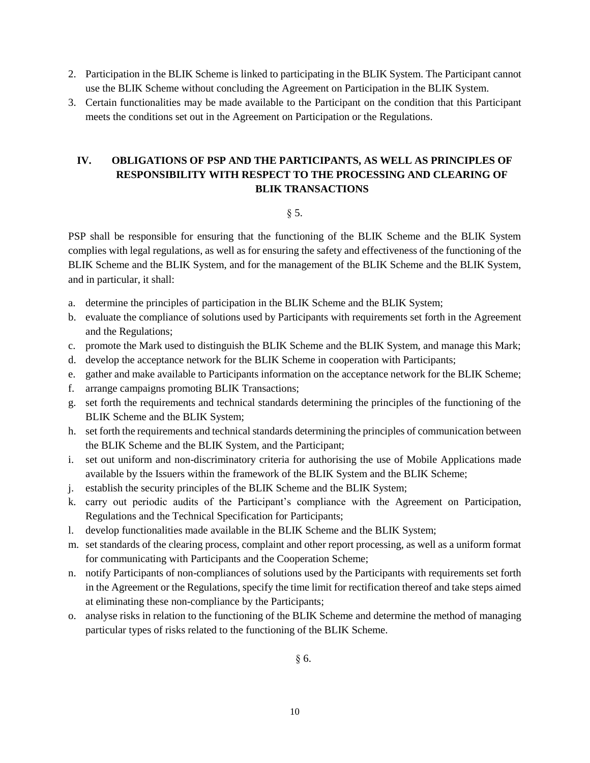2. Participation in the BLIK Scheme is linked to participating in the BLIK System. The Participant cannot use the BLIK Scheme without concluding the Agreement on Participation in the BLIK System.
3. Certain functionalities may be made available to the Participant on the condition that this Participant meets the conditions set out in the Agreement on Participation or the Regulations.

## IV. OBLIGATIONS OF PSP AND THE PARTICIPANTS, AS WELL AS PRINCIPLES OF RESPONSIBILITY WITH RESPECT TO THE PROCESSING AND CLEARING OF BLIK TRANSACTIONS

§ 5.

PSP shall be responsible for ensuring that the functioning of the BLIK Scheme and the BLIK System complies with legal regulations, as well as for ensuring the safety and effectiveness of the functioning of the BLIK Scheme and the BLIK System, and for the management of the BLIK Scheme and the BLIK System, and in particular, it shall:

a. determine the principles of participation in the BLIK Scheme and the BLIK System;
b. evaluate the compliance of solutions used by Participants with requirements set forth in the Agreement and the Regulations;
c. promote the Mark used to distinguish the BLIK Scheme and the BLIK System, and manage this Mark;
d. develop the acceptance network for the BLIK Scheme in cooperation with Participants;
e. gather and make available to Participants information on the acceptance network for the BLIK Scheme;
f. arrange campaigns promoting BLIK Transactions;
g. set forth the requirements and technical standards determining the principles of the functioning of the BLIK Scheme and the BLIK System;
h. set forth the requirements and technical standards determining the principles of communication between the BLIK Scheme and the BLIK System, and the Participant;
i. set out uniform and non-discriminatory criteria for authorising the use of Mobile Applications made available by the Issuers within the framework of the BLIK System and the BLIK Scheme;
j. establish the security principles of the BLIK Scheme and the BLIK System;
k. carry out periodic audits of the Participant's compliance with the Agreement on Participation, Regulations and the Technical Specification for Participants;
l. develop functionalities made available in the BLIK Scheme and the BLIK System;
m. set standards of the clearing process, complaint and other report processing, as well as a uniform format for communicating with Participants and the Cooperation Scheme;
n. notify Participants of non-compliances of solutions used by the Participants with requirements set forth in the Agreement or the Regulations, specify the time limit for rectification thereof and take steps aimed at eliminating these non-compliance by the Participants;
o. analyse risks in relation to the functioning of the BLIK Scheme and determine the method of managing particular types of risks related to the functioning of the BLIK Scheme.

§ 6.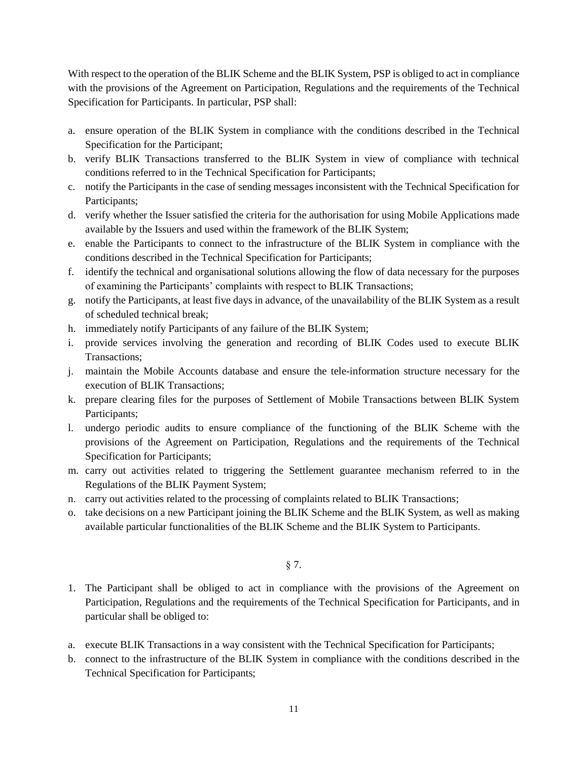With respect to the operation of the BLIK Scheme and the BLIK System, PSP is obliged to act in compliance with the provisions of the Agreement on Participation, Regulations and the requirements of the Technical Specification for Participants. In particular, PSP shall:

a. ensure operation of the BLIK System in compliance with the conditions described in the Technical Specification for the Participant;
b. verify BLIK Transactions transferred to the BLIK System in view of compliance with technical conditions referred to in the Technical Specification for Participants;
c. notify the Participants in the case of sending messages inconsistent with the Technical Specification for Participants;
d. verify whether the Issuer satisfied the criteria for the authorisation for using Mobile Applications made available by the Issuers and used within the framework of the BLIK System;
e. enable the Participants to connect to the infrastructure of the BLIK System in compliance with the conditions described in the Technical Specification for Participants;
f. identify the technical and organisational solutions allowing the flow of data necessary for the purposes of examining the Participants' complaints with respect to BLIK Transactions;
g. notify the Participants, at least five days in advance, of the unavailability of the BLIK System as a result of scheduled technical break;
h. immediately notify Participants of any failure of the BLIK System;
i. provide services involving the generation and recording of BLIK Codes used to execute BLIK Transactions;
j. maintain the Mobile Accounts database and ensure the tele-information structure necessary for the execution of BLIK Transactions;
k. prepare clearing files for the purposes of Settlement of Mobile Transactions between BLIK System Participants;
l. undergo periodic audits to ensure compliance of the functioning of the BLIK Scheme with the provisions of the Agreement on Participation, Regulations and the requirements of the Technical Specification for Participants;
m. carry out activities related to triggering the Settlement guarantee mechanism referred to in the Regulations of the BLIK Payment System;
n. carry out activities related to the processing of complaints related to BLIK Transactions;
o. take decisions on a new Participant joining the BLIK Scheme and the BLIK System, as well as making available particular functionalities of the BLIK Scheme and the BLIK System to Participants.

§ 7.

1. The Participant shall be obliged to act in compliance with the provisions of the Agreement on Participation, Regulations and the requirements of the Technical Specification for Participants, and in particular shall be obliged to:

a. execute BLIK Transactions in a way consistent with the Technical Specification for Participants;
b. connect to the infrastructure of the BLIK System in compliance with the conditions described in the Technical Specification for Participants;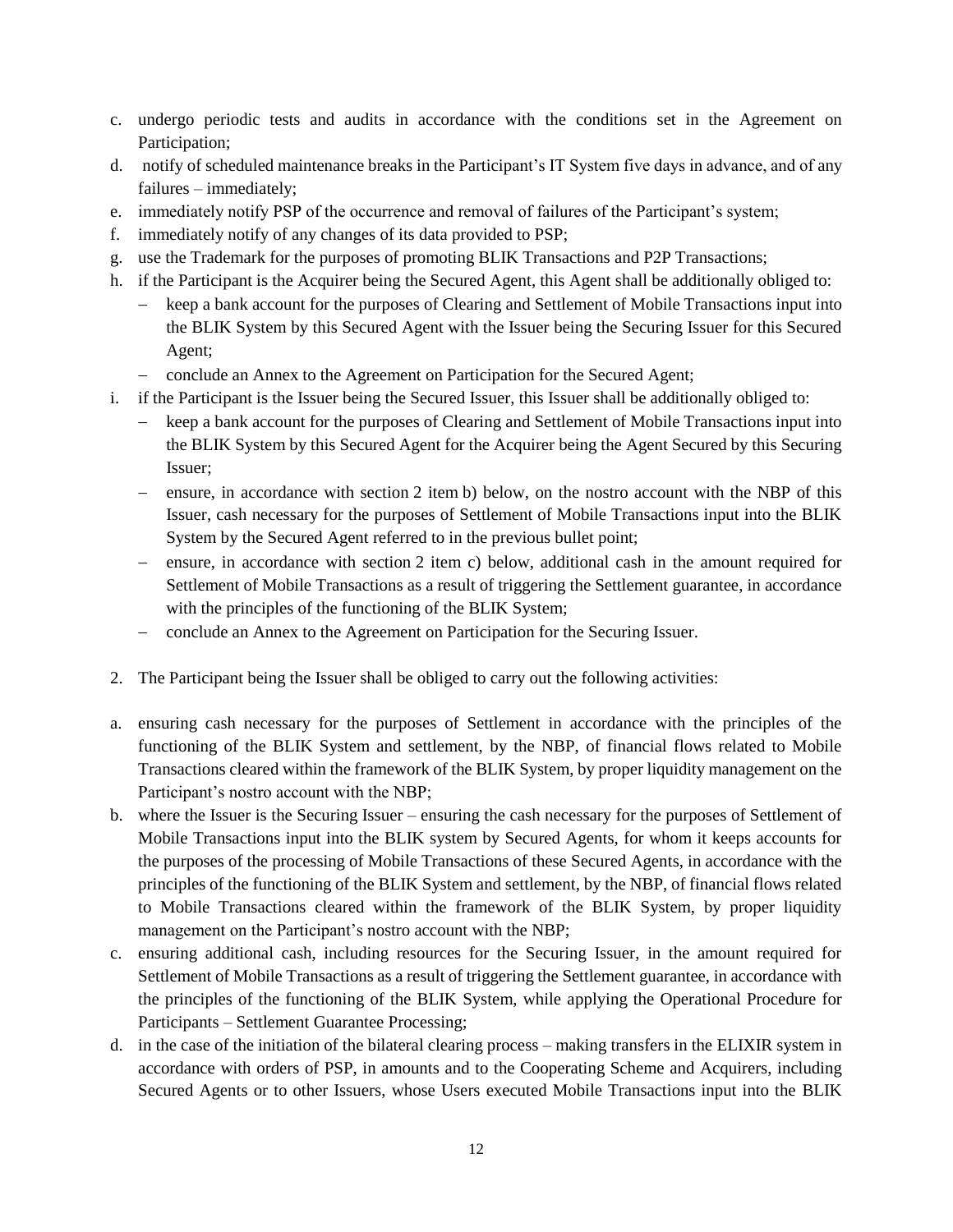c. undergo periodic tests and audits in accordance with the conditions set in the Agreement on Participation;
d. notify of scheduled maintenance breaks in the Participant's IT System five days in advance, and of any failures – immediately;
e. immediately notify PSP of the occurrence and removal of failures of the Participant's system;
f. immediately notify of any changes of its data provided to PSP;
g. use the Trademark for the purposes of promoting BLIK Transactions and P2P Transactions;
h. if the Participant is the Acquirer being the Secured Agent, this Agent shall be additionally obliged to:
   - keep a bank account for the purposes of Clearing and Settlement of Mobile Transactions input into the BLIK System by this Secured Agent with the Issuer being the Securing Issuer for this Secured Agent;
   - conclude an Annex to the Agreement on Participation for the Secured Agent;
i. if the Participant is the Issuer being the Secured Issuer, this Issuer shall be additionally obliged to:
   - keep a bank account for the purposes of Clearing and Settlement of Mobile Transactions input into the BLIK System by this Secured Agent for the Acquirer being the Agent Secured by this Securing Issuer;
   - ensure, in accordance with section 2 item b) below, on the nostro account with the NBP of this Issuer, cash necessary for the purposes of Settlement of Mobile Transactions input into the BLIK System by the Secured Agent referred to in the previous bullet point;
   - ensure, in accordance with section 2 item c) below, additional cash in the amount required for Settlement of Mobile Transactions as a result of triggering the Settlement guarantee, in accordance with the principles of the functioning of the BLIK System;
   - conclude an Annex to the Agreement on Participation for the Securing Issuer.

2. The Participant being the Issuer shall be obliged to carry out the following activities:

a. ensuring cash necessary for the purposes of Settlement in accordance with the principles of the functioning of the BLIK System and settlement, by the NBP, of financial flows related to Mobile Transactions cleared within the framework of the BLIK System, by proper liquidity management on the Participant's nostro account with the NBP;
b. where the Issuer is the Securing Issuer – ensuring the cash necessary for the purposes of Settlement of Mobile Transactions input into the BLIK system by Secured Agents, for whom it keeps accounts for the purposes of the processing of Mobile Transactions of these Secured Agents, in accordance with the principles of the functioning of the BLIK System and settlement, by the NBP, of financial flows related to Mobile Transactions cleared within the framework of the BLIK System, by proper liquidity management on the Participant's nostro account with the NBP;
c. ensuring additional cash, including resources for the Securing Issuer, in the amount required for Settlement of Mobile Transactions as a result of triggering the Settlement guarantee, in accordance with the principles of the functioning of the BLIK System, while applying the Operational Procedure for Participants – Settlement Guarantee Processing;
d. in the case of the initiation of the bilateral clearing process – making transfers in the ELIXIR system in accordance with orders of PSP, in amounts and to the Cooperating Scheme and Acquirers, including Secured Agents or to other Issuers, whose Users executed Mobile Transactions input into the BLIK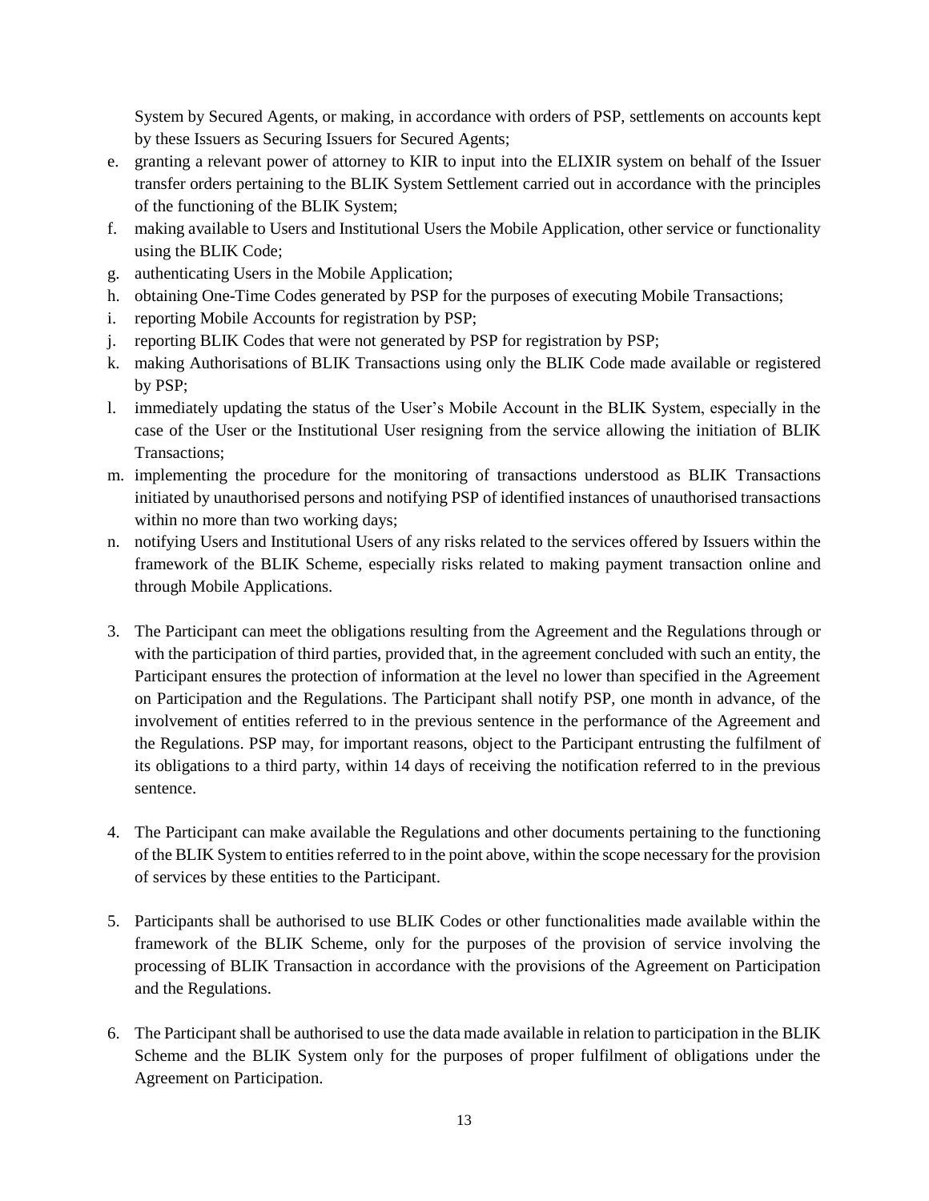System by Secured Agents, or making, in accordance with orders of PSP, settlements on accounts kept by these Issuers as Securing Issuers for Secured Agents;

e. granting a relevant power of attorney to KIR to input into the ELIXIR system on behalf of the Issuer transfer orders pertaining to the BLIK System Settlement carried out in accordance with the principles of the functioning of the BLIK System;
f. making available to Users and Institutional Users the Mobile Application, other service or functionality using the BLIK Code;
g. authenticating Users in the Mobile Application;
h. obtaining One-Time Codes generated by PSP for the purposes of executing Mobile Transactions;
i. reporting Mobile Accounts for registration by PSP;
j. reporting BLIK Codes that were not generated by PSP for registration by PSP;
k. making Authorisations of BLIK Transactions using only the BLIK Code made available or registered by PSP;
l. immediately updating the status of the User's Mobile Account in the BLIK System, especially in the case of the User or the Institutional User resigning from the service allowing the initiation of BLIK Transactions;
m. implementing the procedure for the monitoring of transactions understood as BLIK Transactions initiated by unauthorised persons and notifying PSP of identified instances of unauthorised transactions within no more than two working days;
n. notifying Users and Institutional Users of any risks related to the services offered by Issuers within the framework of the BLIK Scheme, especially risks related to making payment transaction online and through Mobile Applications.

3. The Participant can meet the obligations resulting from the Agreement and the Regulations through or with the participation of third parties, provided that, in the agreement concluded with such an entity, the Participant ensures the protection of information at the level no lower than specified in the Agreement on Participation and the Regulations. The Participant shall notify PSP, one month in advance, of the involvement of entities referred to in the previous sentence in the performance of the Agreement and the Regulations. PSP may, for important reasons, object to the Participant entrusting the fulfilment of its obligations to a third party, within 14 days of receiving the notification referred to in the previous sentence.

4. The Participant can make available the Regulations and other documents pertaining to the functioning of the BLIK System to entities referred to in the point above, within the scope necessary for the provision of services by these entities to the Participant.

5. Participants shall be authorised to use BLIK Codes or other functionalities made available within the framework of the BLIK Scheme, only for the purposes of the provision of service involving the processing of BLIK Transaction in accordance with the provisions of the Agreement on Participation and the Regulations.

6. The Participant shall be authorised to use the data made available in relation to participation in the BLIK Scheme and the BLIK System only for the purposes of proper fulfilment of obligations under the Agreement on Participation.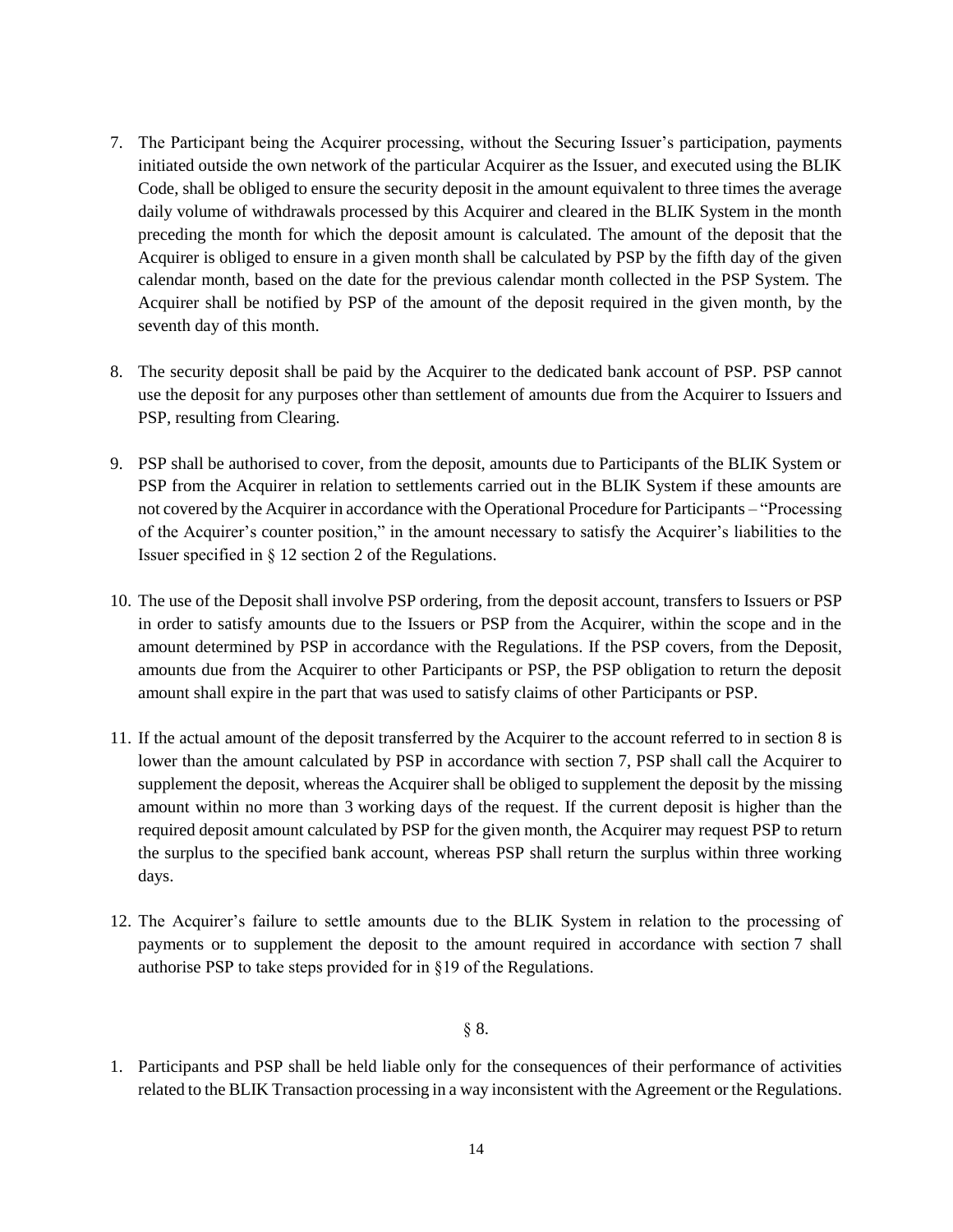7. The Participant being the Acquirer processing, without the Securing Issuer's participation, payments initiated outside the own network of the particular Acquirer as the Issuer, and executed using the BLIK Code, shall be obliged to ensure the security deposit in the amount equivalent to three times the average daily volume of withdrawals processed by this Acquirer and cleared in the BLIK System in the month preceding the month for which the deposit amount is calculated. The amount of the deposit that the Acquirer is obliged to ensure in a given month shall be calculated by PSP by the fifth day of the given calendar month, based on the date for the previous calendar month collected in the PSP System. The Acquirer shall be notified by PSP of the amount of the deposit required in the given month, by the seventh day of this month.

8. The security deposit shall be paid by the Acquirer to the dedicated bank account of PSP. PSP cannot use the deposit for any purposes other than settlement of amounts due from the Acquirer to Issuers and PSP, resulting from Clearing.

9. PSP shall be authorised to cover, from the deposit, amounts due to Participants of the BLIK System or PSP from the Acquirer in relation to settlements carried out in the BLIK System if these amounts are not covered by the Acquirer in accordance with the Operational Procedure for Participants – "Processing of the Acquirer's counter position," in the amount necessary to satisfy the Acquirer's liabilities to the Issuer specified in § 12 section 2 of the Regulations.

10. The use of the Deposit shall involve PSP ordering, from the deposit account, transfers to Issuers or PSP in order to satisfy amounts due to the Issuers or PSP from the Acquirer, within the scope and in the amount determined by PSP in accordance with the Regulations. If the PSP covers, from the Deposit, amounts due from the Acquirer to other Participants or PSP, the PSP obligation to return the deposit amount shall expire in the part that was used to satisfy claims of other Participants or PSP.

11. If the actual amount of the deposit transferred by the Acquirer to the account referred to in section 8 is lower than the amount calculated by PSP in accordance with section 7, PSP shall call the Acquirer to supplement the deposit, whereas the Acquirer shall be obliged to supplement the deposit by the missing amount within no more than 3 working days of the request. If the current deposit is higher than the required deposit amount calculated by PSP for the given month, the Acquirer may request PSP to return the surplus to the specified bank account, whereas PSP shall return the surplus within three working days.

12. The Acquirer's failure to settle amounts due to the BLIK System in relation to the processing of payments or to supplement the deposit to the amount required in accordance with section 7 shall authorise PSP to take steps provided for in §19 of the Regulations.

§ 8.

1. Participants and PSP shall be held liable only for the consequences of their performance of activities related to the BLIK Transaction processing in a way inconsistent with the Agreement or the Regulations.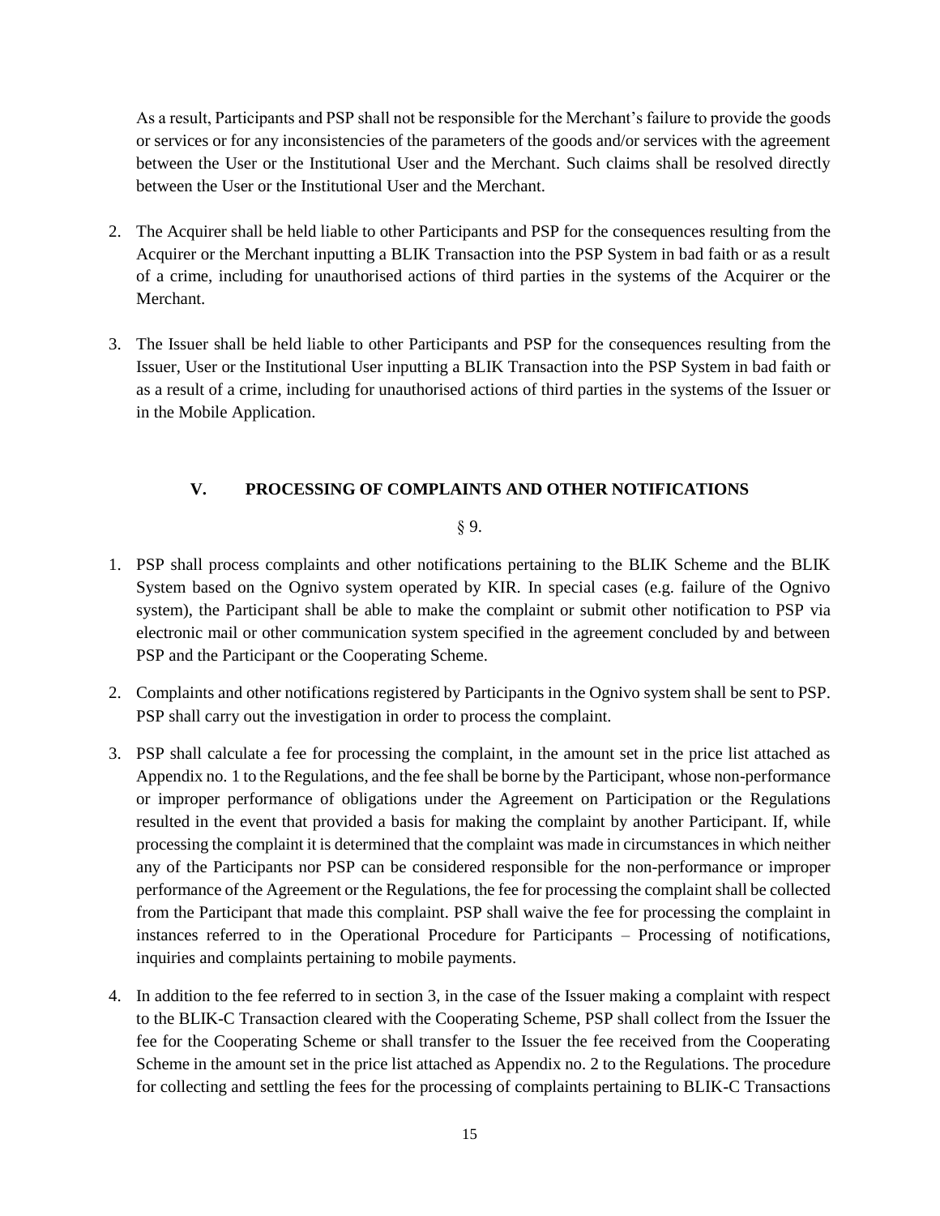As a result, Participants and PSP shall not be responsible for the Merchant's failure to provide the goods or services or for any inconsistencies of the parameters of the goods and/or services with the agreement between the User or the Institutional User and the Merchant. Such claims shall be resolved directly between the User or the Institutional User and the Merchant.

2. The Acquirer shall be held liable to other Participants and PSP for the consequences resulting from the Acquirer or the Merchant inputting a BLIK Transaction into the PSP System in bad faith or as a result of a crime, including for unauthorised actions of third parties in the systems of the Acquirer or the Merchant.

3. The Issuer shall be held liable to other Participants and PSP for the consequences resulting from the Issuer, User or the Institutional User inputting a BLIK Transaction into the PSP System in bad faith or as a result of a crime, including for unauthorised actions of third parties in the systems of the Issuer or in the Mobile Application.

## V. PROCESSING OF COMPLAINTS AND OTHER NOTIFICATIONS

§ 9.

1. PSP shall process complaints and other notifications pertaining to the BLIK Scheme and the BLIK System based on the Ognivo system operated by KIR. In special cases (e.g. failure of the Ognivo system), the Participant shall be able to make the complaint or submit other notification to PSP via electronic mail or other communication system specified in the agreement concluded by and between PSP and the Participant or the Cooperating Scheme.

2. Complaints and other notifications registered by Participants in the Ognivo system shall be sent to PSP. PSP shall carry out the investigation in order to process the complaint.

3. PSP shall calculate a fee for processing the complaint, in the amount set in the price list attached as Appendix no. 1 to the Regulations, and the fee shall be borne by the Participant, whose non-performance or improper performance of obligations under the Agreement on Participation or the Regulations resulted in the event that provided a basis for making the complaint by another Participant. If, while processing the complaint it is determined that the complaint was made in circumstances in which neither any of the Participants nor PSP can be considered responsible for the non-performance or improper performance of the Agreement or the Regulations, the fee for processing the complaint shall be collected from the Participant that made this complaint. PSP shall waive the fee for processing the complaint in instances referred to in the Operational Procedure for Participants – Processing of notifications, inquiries and complaints pertaining to mobile payments.

4. In addition to the fee referred to in section 3, in the case of the Issuer making a complaint with respect to the BLIK-C Transaction cleared with the Cooperating Scheme, PSP shall collect from the Issuer the fee for the Cooperating Scheme or shall transfer to the Issuer the fee received from the Cooperating Scheme in the amount set in the price list attached as Appendix no. 2 to the Regulations. The procedure for collecting and settling the fees for the processing of complaints pertaining to BLIK-C Transactions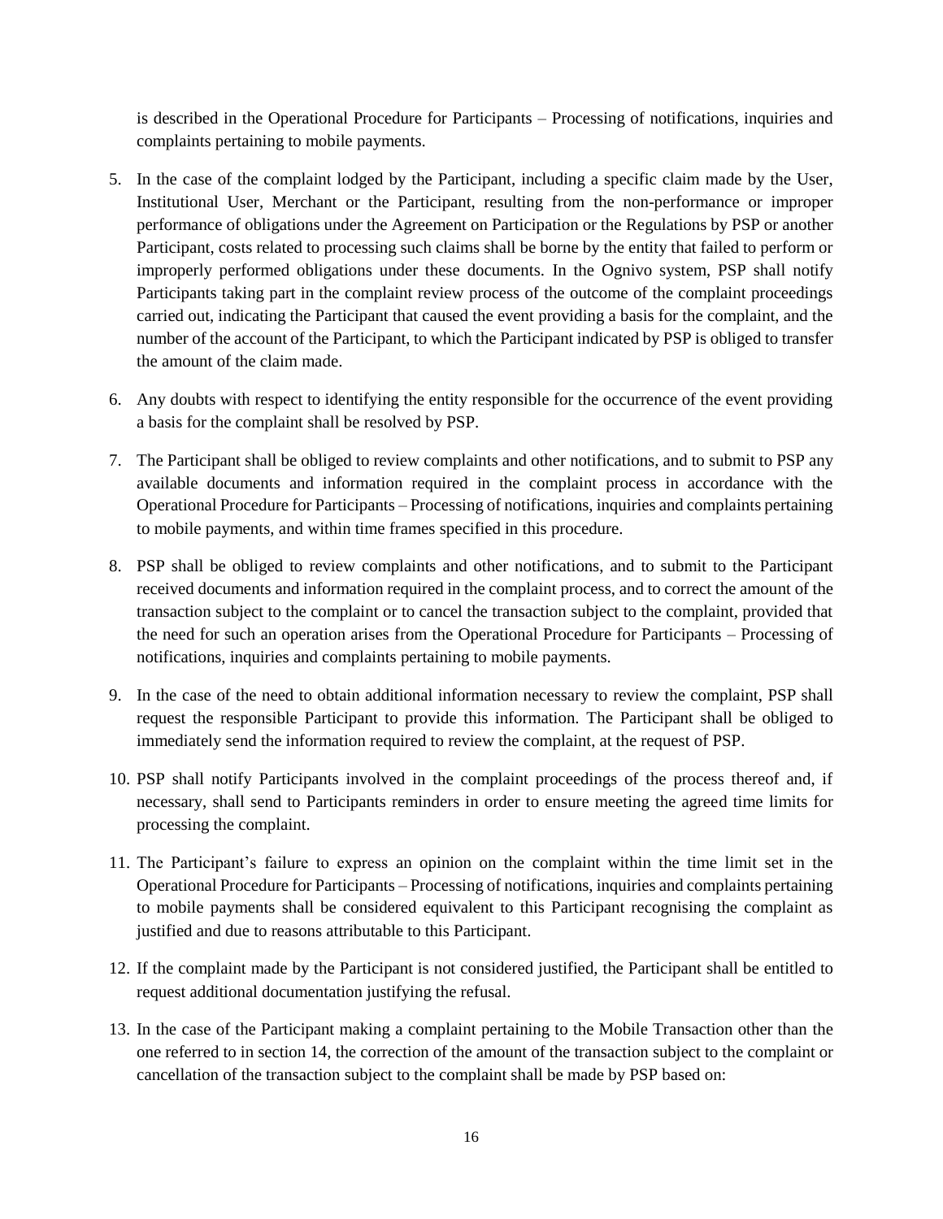is described in the Operational Procedure for Participants – Processing of notifications, inquiries and complaints pertaining to mobile payments.

5. In the case of the complaint lodged by the Participant, including a specific claim made by the User, Institutional User, Merchant or the Participant, resulting from the non-performance or improper performance of obligations under the Agreement on Participation or the Regulations by PSP or another Participant, costs related to processing such claims shall be borne by the entity that failed to perform or improperly performed obligations under these documents. In the Ognivo system, PSP shall notify Participants taking part in the complaint review process of the outcome of the complaint proceedings carried out, indicating the Participant that caused the event providing a basis for the complaint, and the number of the account of the Participant, to which the Participant indicated by PSP is obliged to transfer the amount of the claim made.
6. Any doubts with respect to identifying the entity responsible for the occurrence of the event providing a basis for the complaint shall be resolved by PSP.
7. The Participant shall be obliged to review complaints and other notifications, and to submit to PSP any available documents and information required in the complaint process in accordance with the Operational Procedure for Participants – Processing of notifications, inquiries and complaints pertaining to mobile payments, and within time frames specified in this procedure.
8. PSP shall be obliged to review complaints and other notifications, and to submit to the Participant received documents and information required in the complaint process, and to correct the amount of the transaction subject to the complaint or to cancel the transaction subject to the complaint, provided that the need for such an operation arises from the Operational Procedure for Participants – Processing of notifications, inquiries and complaints pertaining to mobile payments.
9. In the case of the need to obtain additional information necessary to review the complaint, PSP shall request the responsible Participant to provide this information. The Participant shall be obliged to immediately send the information required to review the complaint, at the request of PSP.
10. PSP shall notify Participants involved in the complaint proceedings of the process thereof and, if necessary, shall send to Participants reminders in order to ensure meeting the agreed time limits for processing the complaint.
11. The Participant's failure to express an opinion on the complaint within the time limit set in the Operational Procedure for Participants – Processing of notifications, inquiries and complaints pertaining to mobile payments shall be considered equivalent to this Participant recognising the complaint as justified and due to reasons attributable to this Participant.
12. If the complaint made by the Participant is not considered justified, the Participant shall be entitled to request additional documentation justifying the refusal.
13. In the case of the Participant making a complaint pertaining to the Mobile Transaction other than the one referred to in section 14, the correction of the amount of the transaction subject to the complaint or cancellation of the transaction subject to the complaint shall be made by PSP based on: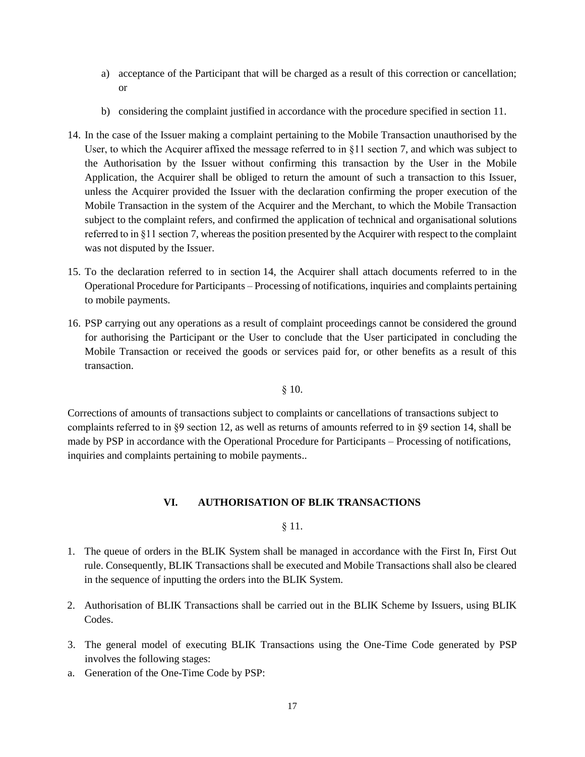a) acceptance of the Participant that will be charged as a result of this correction or cancellation; or

b) considering the complaint justified in accordance with the procedure specified in section 11.

14. In the case of the Issuer making a complaint pertaining to the Mobile Transaction unauthorised by the User, to which the Acquirer affixed the message referred to in §11 section 7, and which was subject to the Authorisation by the Issuer without confirming this transaction by the User in the Mobile Application, the Acquirer shall be obliged to return the amount of such a transaction to this Issuer, unless the Acquirer provided the Issuer with the declaration confirming the proper execution of the Mobile Transaction in the system of the Acquirer and the Merchant, to which the Mobile Transaction subject to the complaint refers, and confirmed the application of technical and organisational solutions referred to in §11 section 7, whereas the position presented by the Acquirer with respect to the complaint was not disputed by the Issuer.

15. To the declaration referred to in section 14, the Acquirer shall attach documents referred to in the Operational Procedure for Participants – Processing of notifications, inquiries and complaints pertaining to mobile payments.

16. PSP carrying out any operations as a result of complaint proceedings cannot be considered the ground for authorising the Participant or the User to conclude that the User participated in concluding the Mobile Transaction or received the goods or services paid for, or other benefits as a result of this transaction.

§ 10.

Corrections of amounts of transactions subject to complaints or cancellations of transactions subject to complaints referred to in §9 section 12, as well as returns of amounts referred to in §9 section 14, shall be made by PSP in accordance with the Operational Procedure for Participants – Processing of notifications, inquiries and complaints pertaining to mobile payments..

## VI. AUTHORISATION OF BLIK TRANSACTIONS

§ 11.

1. The queue of orders in the BLIK System shall be managed in accordance with the First In, First Out rule. Consequently, BLIK Transactions shall be executed and Mobile Transactions shall also be cleared in the sequence of inputting the orders into the BLIK System.

2. Authorisation of BLIK Transactions shall be carried out in the BLIK Scheme by Issuers, using BLIK Codes.

3. The general model of executing BLIK Transactions using the One-Time Code generated by PSP involves the following stages:

a. Generation of the One-Time Code by PSP: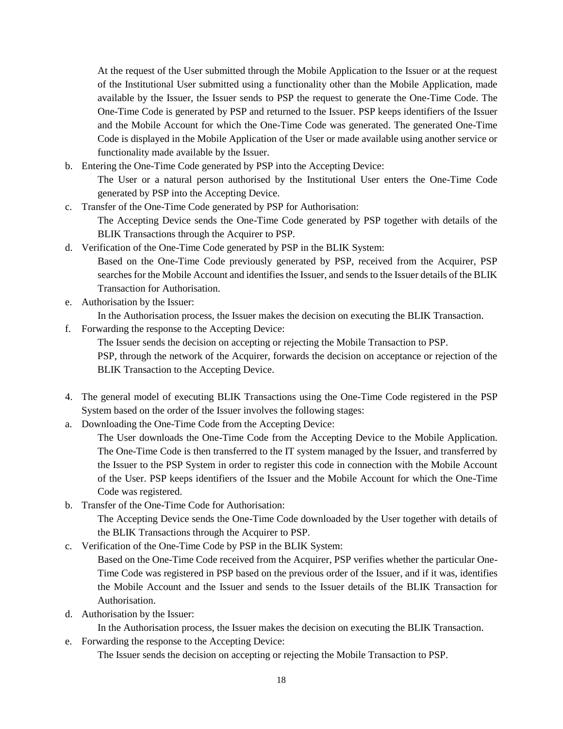At the request of the User submitted through the Mobile Application to the Issuer or at the request of the Institutional User submitted using a functionality other than the Mobile Application, made available by the Issuer, the Issuer sends to PSP the request to generate the One-Time Code. The One-Time Code is generated by PSP and returned to the Issuer. PSP keeps identifiers of the Issuer and the Mobile Account for which the One-Time Code was generated. The generated One-Time Code is displayed in the Mobile Application of the User or made available using another service or functionality made available by the Issuer.

b. Entering the One-Time Code generated by PSP into the Accepting Device:

   The User or a natural person authorised by the Institutional User enters the One-Time Code generated by PSP into the Accepting Device.

c. Transfer of the One-Time Code generated by PSP for Authorisation:

   The Accepting Device sends the One-Time Code generated by PSP together with details of the BLIK Transactions through the Acquirer to PSP.

d. Verification of the One-Time Code generated by PSP in the BLIK System:

   Based on the One-Time Code previously generated by PSP, received from the Acquirer, PSP searches for the Mobile Account and identifies the Issuer, and sends to the Issuer details of the BLIK Transaction for Authorisation.

e. Authorisation by the Issuer:

   In the Authorisation process, the Issuer makes the decision on executing the BLIK Transaction.

f. Forwarding the response to the Accepting Device:

   The Issuer sends the decision on accepting or rejecting the Mobile Transaction to PSP.

   PSP, through the network of the Acquirer, forwards the decision on acceptance or rejection of the BLIK Transaction to the Accepting Device.

4. The general model of executing BLIK Transactions using the One-Time Code registered in the PSP System based on the order of the Issuer involves the following stages:

a. Downloading the One-Time Code from the Accepting Device:

   The User downloads the One-Time Code from the Accepting Device to the Mobile Application. The One-Time Code is then transferred to the IT system managed by the Issuer, and transferred by the Issuer to the PSP System in order to register this code in connection with the Mobile Account of the User. PSP keeps identifiers of the Issuer and the Mobile Account for which the One-Time Code was registered.

b. Transfer of the One-Time Code for Authorisation:

   The Accepting Device sends the One-Time Code downloaded by the User together with details of the BLIK Transactions through the Acquirer to PSP.

c. Verification of the One-Time Code by PSP in the BLIK System:

   Based on the One-Time Code received from the Acquirer, PSP verifies whether the particular One-Time Code was registered in PSP based on the previous order of the Issuer, and if it was, identifies the Mobile Account and the Issuer and sends to the Issuer details of the BLIK Transaction for Authorisation.

d. Authorisation by the Issuer:

   In the Authorisation process, the Issuer makes the decision on executing the BLIK Transaction.

e. Forwarding the response to the Accepting Device:

   The Issuer sends the decision on accepting or rejecting the Mobile Transaction to PSP.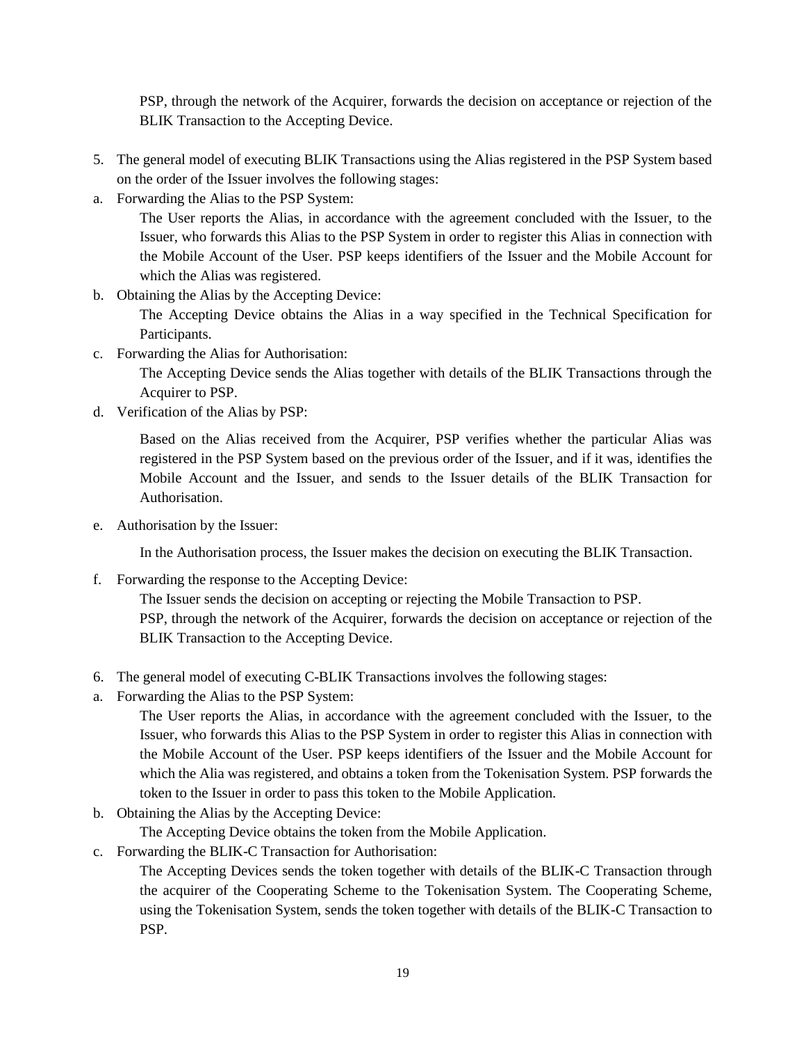PSP, through the network of the Acquirer, forwards the decision on acceptance or rejection of the BLIK Transaction to the Accepting Device.

5. The general model of executing BLIK Transactions using the Alias registered in the PSP System based on the order of the Issuer involves the following stages:

a. Forwarding the Alias to the PSP System:

   The User reports the Alias, in accordance with the agreement concluded with the Issuer, to the Issuer, who forwards this Alias to the PSP System in order to register this Alias in connection with the Mobile Account of the User. PSP keeps identifiers of the Issuer and the Mobile Account for which the Alias was registered.

b. Obtaining the Alias by the Accepting Device:

   The Accepting Device obtains the Alias in a way specified in the Technical Specification for Participants.

c. Forwarding the Alias for Authorisation:

   The Accepting Device sends the Alias together with details of the BLIK Transactions through the Acquirer to PSP.

d. Verification of the Alias by PSP:

   Based on the Alias received from the Acquirer, PSP verifies whether the particular Alias was registered in the PSP System based on the previous order of the Issuer, and if it was, identifies the Mobile Account and the Issuer, and sends to the Issuer details of the BLIK Transaction for Authorisation.

e. Authorisation by the Issuer:

   In the Authorisation process, the Issuer makes the decision on executing the BLIK Transaction.

f. Forwarding the response to the Accepting Device:

   The Issuer sends the decision on accepting or rejecting the Mobile Transaction to PSP.
   PSP, through the network of the Acquirer, forwards the decision on acceptance or rejection of the BLIK Transaction to the Accepting Device.

6. The general model of executing C-BLIK Transactions involves the following stages:

a. Forwarding the Alias to the PSP System:

   The User reports the Alias, in accordance with the agreement concluded with the Issuer, to the Issuer, who forwards this Alias to the PSP System in order to register this Alias in connection with the Mobile Account of the User. PSP keeps identifiers of the Issuer and the Mobile Account for which the Alia was registered, and obtains a token from the Tokenisation System. PSP forwards the token to the Issuer in order to pass this token to the Mobile Application.

b. Obtaining the Alias by the Accepting Device:

   The Accepting Device obtains the token from the Mobile Application.

c. Forwarding the BLIK-C Transaction for Authorisation:

   The Accepting Devices sends the token together with details of the BLIK-C Transaction through the acquirer of the Cooperating Scheme to the Tokenisation System. The Cooperating Scheme, using the Tokenisation System, sends the token together with details of the BLIK-C Transaction to PSP.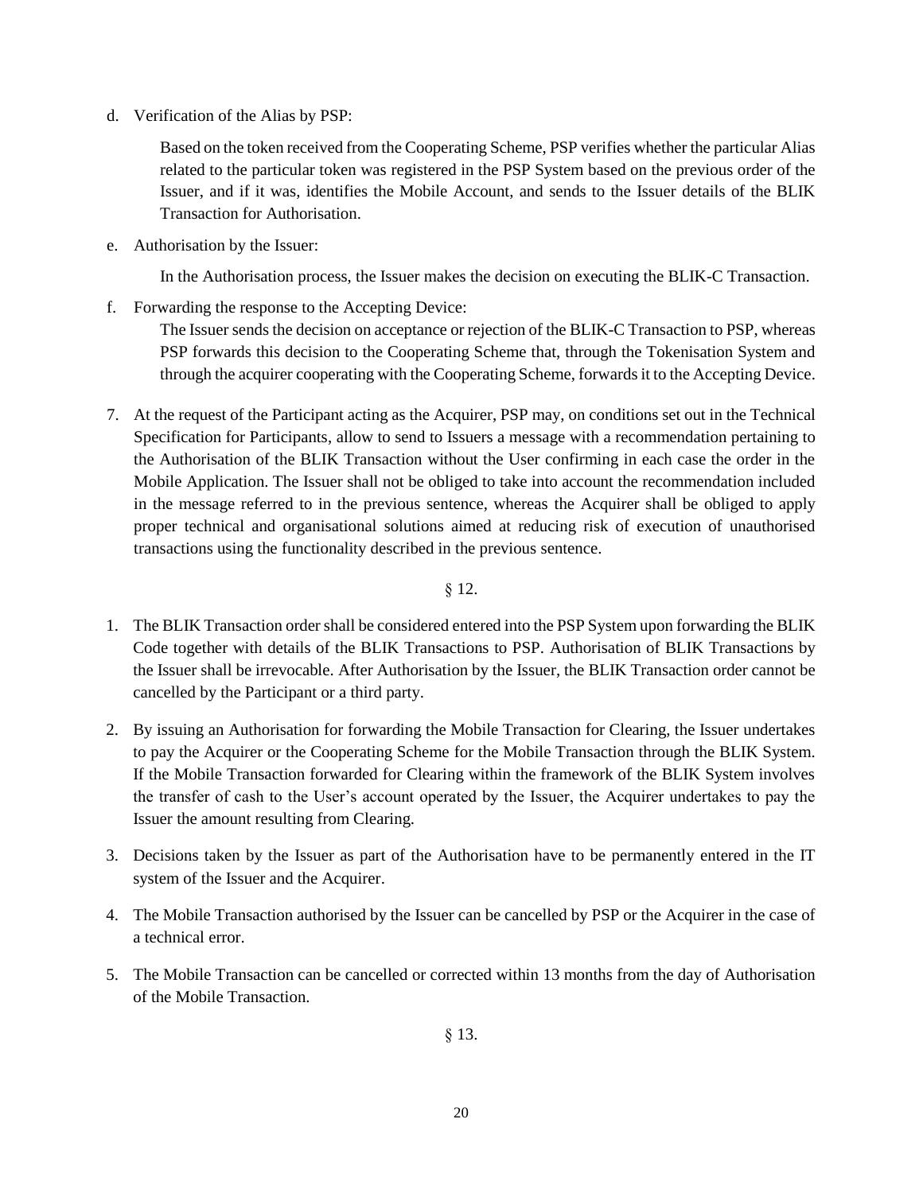d. Verification of the Alias by PSP:

   Based on the token received from the Cooperating Scheme, PSP verifies whether the particular Alias related to the particular token was registered in the PSP System based on the previous order of the Issuer, and if it was, identifies the Mobile Account, and sends to the Issuer details of the BLIK Transaction for Authorisation.

e. Authorisation by the Issuer:

   In the Authorisation process, the Issuer makes the decision on executing the BLIK-C Transaction.

f. Forwarding the response to the Accepting Device:

   The Issuer sends the decision on acceptance or rejection of the BLIK-C Transaction to PSP, whereas PSP forwards this decision to the Cooperating Scheme that, through the Tokenisation System and through the acquirer cooperating with the Cooperating Scheme, forwards it to the Accepting Device.

7. At the request of the Participant acting as the Acquirer, PSP may, on conditions set out in the Technical Specification for Participants, allow to send to Issuers a message with a recommendation pertaining to the Authorisation of the BLIK Transaction without the User confirming in each case the order in the Mobile Application. The Issuer shall not be obliged to take into account the recommendation included in the message referred to in the previous sentence, whereas the Acquirer shall be obliged to apply proper technical and organisational solutions aimed at reducing risk of execution of unauthorised transactions using the functionality described in the previous sentence.

§ 12.

1. The BLIK Transaction order shall be considered entered into the PSP System upon forwarding the BLIK Code together with details of the BLIK Transactions to PSP. Authorisation of BLIK Transactions by the Issuer shall be irrevocable. After Authorisation by the Issuer, the BLIK Transaction order cannot be cancelled by the Participant or a third party.
2. By issuing an Authorisation for forwarding the Mobile Transaction for Clearing, the Issuer undertakes to pay the Acquirer or the Cooperating Scheme for the Mobile Transaction through the BLIK System. If the Mobile Transaction forwarded for Clearing within the framework of the BLIK System involves the transfer of cash to the User's account operated by the Issuer, the Acquirer undertakes to pay the Issuer the amount resulting from Clearing.
3. Decisions taken by the Issuer as part of the Authorisation have to be permanently entered in the IT system of the Issuer and the Acquirer.
4. The Mobile Transaction authorised by the Issuer can be cancelled by PSP or the Acquirer in the case of a technical error.
5. The Mobile Transaction can be cancelled or corrected within 13 months from the day of Authorisation of the Mobile Transaction.

§ 13.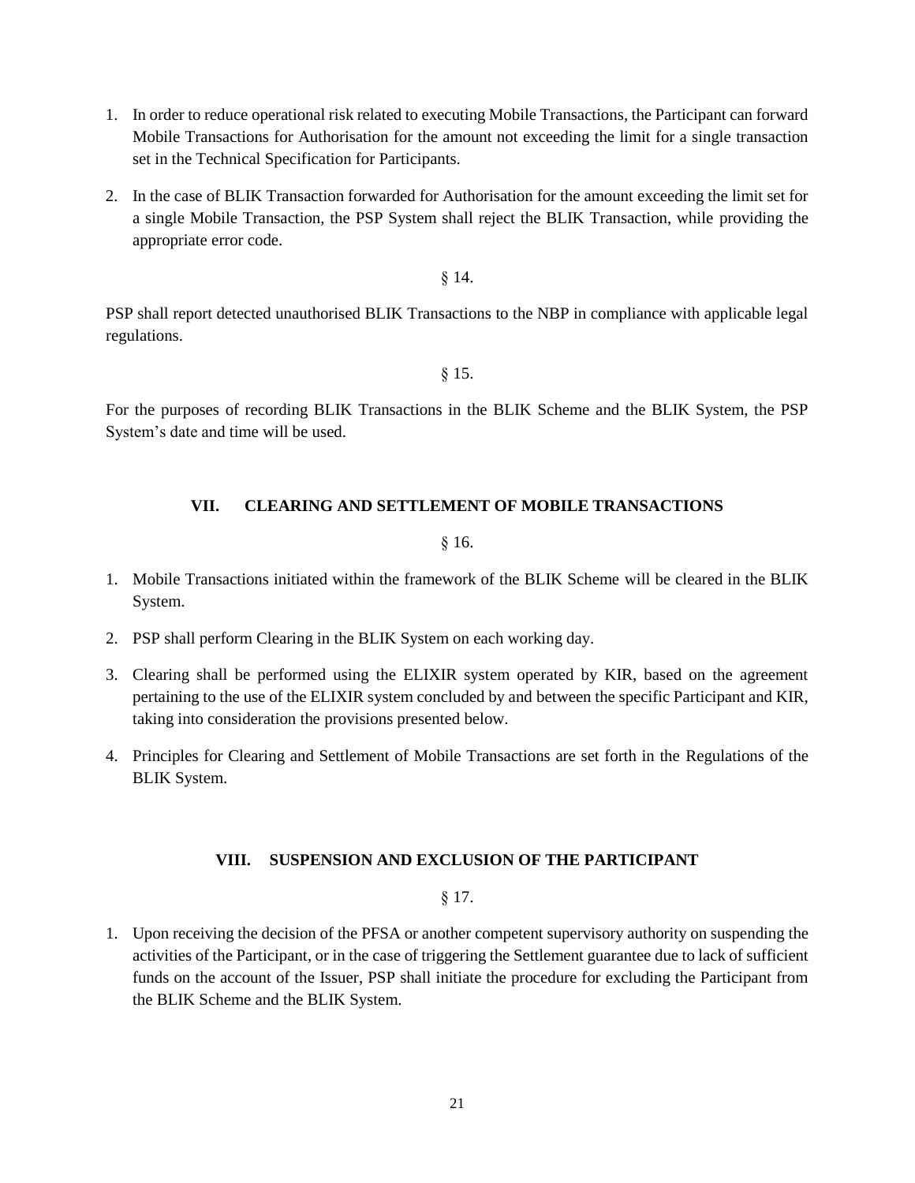1. In order to reduce operational risk related to executing Mobile Transactions, the Participant can forward Mobile Transactions for Authorisation for the amount not exceeding the limit for a single transaction set in the Technical Specification for Participants.
2. In the case of BLIK Transaction forwarded for Authorisation for the amount exceeding the limit set for a single Mobile Transaction, the PSP System shall reject the BLIK Transaction, while providing the appropriate error code.

§ 14.

PSP shall report detected unauthorised BLIK Transactions to the NBP in compliance with applicable legal regulations.

§ 15.

For the purposes of recording BLIK Transactions in the BLIK Scheme and the BLIK System, the PSP System's date and time will be used.

## VII. CLEARING AND SETTLEMENT OF MOBILE TRANSACTIONS

§ 16.

1. Mobile Transactions initiated within the framework of the BLIK Scheme will be cleared in the BLIK System.
2. PSP shall perform Clearing in the BLIK System on each working day.
3. Clearing shall be performed using the ELIXIR system operated by KIR, based on the agreement pertaining to the use of the ELIXIR system concluded by and between the specific Participant and KIR, taking into consideration the provisions presented below.
4. Principles for Clearing and Settlement of Mobile Transactions are set forth in the Regulations of the BLIK System.

## VIII. SUSPENSION AND EXCLUSION OF THE PARTICIPANT

§ 17.

1. Upon receiving the decision of the PFSA or another competent supervisory authority on suspending the activities of the Participant, or in the case of triggering the Settlement guarantee due to lack of sufficient funds on the account of the Issuer, PSP shall initiate the procedure for excluding the Participant from the BLIK Scheme and the BLIK System.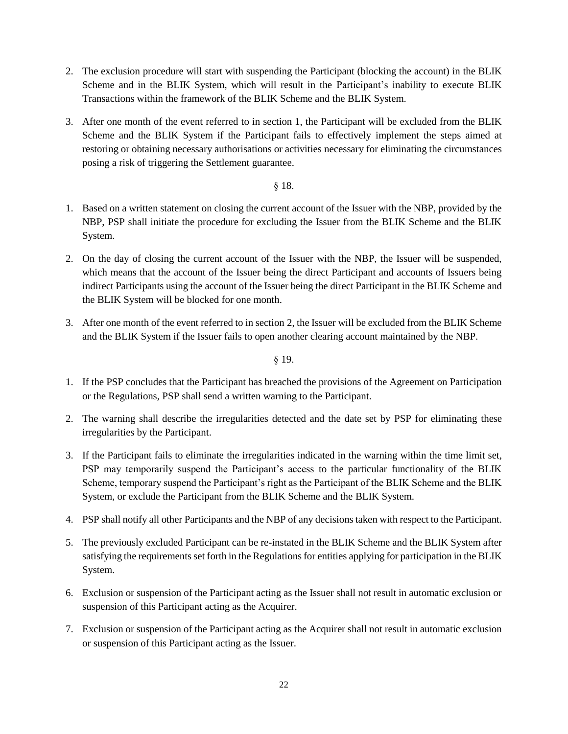2. The exclusion procedure will start with suspending the Participant (blocking the account) in the BLIK Scheme and in the BLIK System, which will result in the Participant's inability to execute BLIK Transactions within the framework of the BLIK Scheme and the BLIK System.

3. After one month of the event referred to in section 1, the Participant will be excluded from the BLIK Scheme and the BLIK System if the Participant fails to effectively implement the steps aimed at restoring or obtaining necessary authorisations or activities necessary for eliminating the circumstances posing a risk of triggering the Settlement guarantee.

§ 18.

1. Based on a written statement on closing the current account of the Issuer with the NBP, provided by the NBP, PSP shall initiate the procedure for excluding the Issuer from the BLIK Scheme and the BLIK System.

2. On the day of closing the current account of the Issuer with the NBP, the Issuer will be suspended, which means that the account of the Issuer being the direct Participant and accounts of Issuers being indirect Participants using the account of the Issuer being the direct Participant in the BLIK Scheme and the BLIK System will be blocked for one month.

3. After one month of the event referred to in section 2, the Issuer will be excluded from the BLIK Scheme and the BLIK System if the Issuer fails to open another clearing account maintained by the NBP.

§ 19.

1. If the PSP concludes that the Participant has breached the provisions of the Agreement on Participation or the Regulations, PSP shall send a written warning to the Participant.

2. The warning shall describe the irregularities detected and the date set by PSP for eliminating these irregularities by the Participant.

3. If the Participant fails to eliminate the irregularities indicated in the warning within the time limit set, PSP may temporarily suspend the Participant's access to the particular functionality of the BLIK Scheme, temporary suspend the Participant's right as the Participant of the BLIK Scheme and the BLIK System, or exclude the Participant from the BLIK Scheme and the BLIK System.

4. PSP shall notify all other Participants and the NBP of any decisions taken with respect to the Participant.

5. The previously excluded Participant can be re-instated in the BLIK Scheme and the BLIK System after satisfying the requirements set forth in the Regulations for entities applying for participation in the BLIK System.

6. Exclusion or suspension of the Participant acting as the Issuer shall not result in automatic exclusion or suspension of this Participant acting as the Acquirer.

7. Exclusion or suspension of the Participant acting as the Acquirer shall not result in automatic exclusion or suspension of this Participant acting as the Issuer.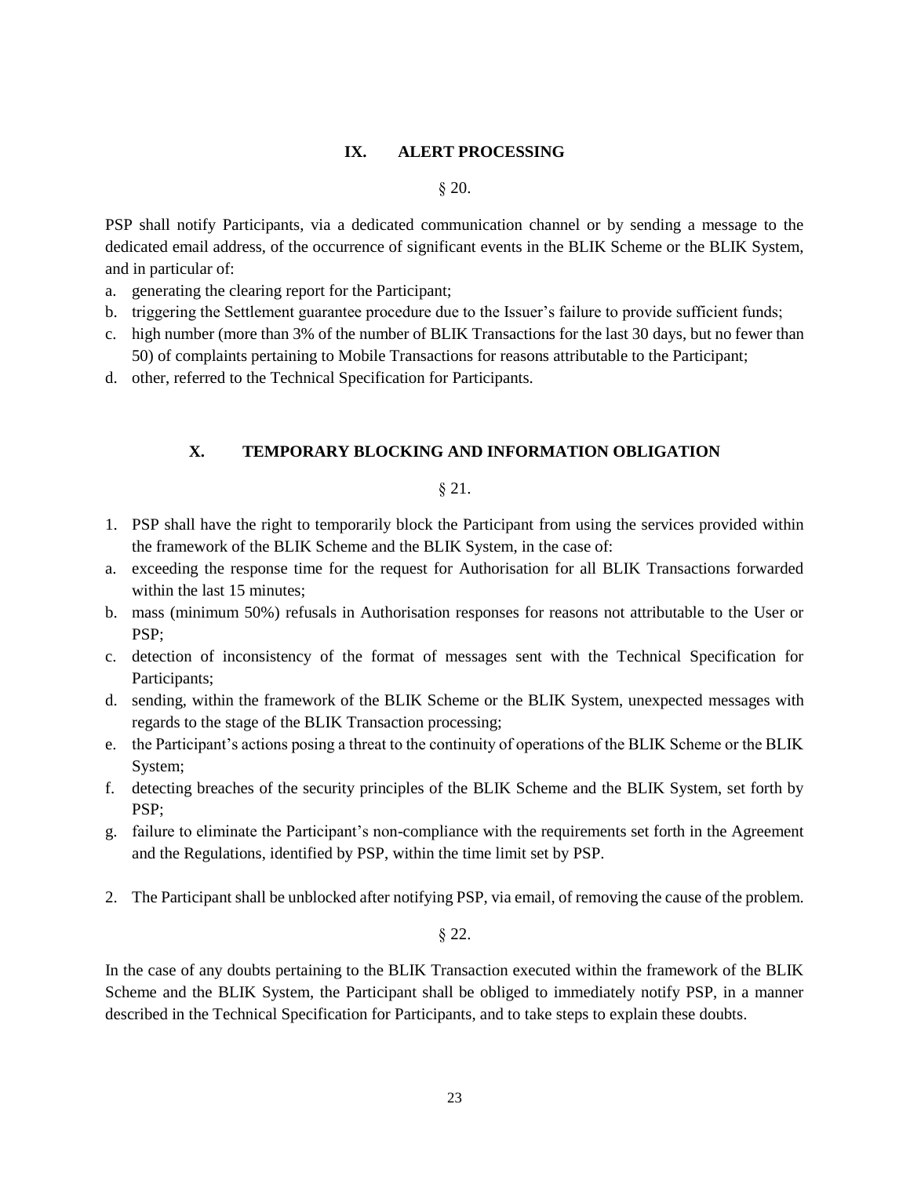## IX. ALERT PROCESSING

§ 20.

PSP shall notify Participants, via a dedicated communication channel or by sending a message to the dedicated email address, of the occurrence of significant events in the BLIK Scheme or the BLIK System, and in particular of:

a. generating the clearing report for the Participant;
b. triggering the Settlement guarantee procedure due to the Issuer's failure to provide sufficient funds;
c. high number (more than 3% of the number of BLIK Transactions for the last 30 days, but no fewer than 50) of complaints pertaining to Mobile Transactions for reasons attributable to the Participant;
d. other, referred to the Technical Specification for Participants.

## X. TEMPORARY BLOCKING AND INFORMATION OBLIGATION

§ 21.

1. PSP shall have the right to temporarily block the Participant from using the services provided within the framework of the BLIK Scheme and the BLIK System, in the case of:

a. exceeding the response time for the request for Authorisation for all BLIK Transactions forwarded within the last 15 minutes;
b. mass (minimum 50%) refusals in Authorisation responses for reasons not attributable to the User or PSP;
c. detection of inconsistency of the format of messages sent with the Technical Specification for Participants;
d. sending, within the framework of the BLIK Scheme or the BLIK System, unexpected messages with regards to the stage of the BLIK Transaction processing;
e. the Participant's actions posing a threat to the continuity of operations of the BLIK Scheme or the BLIK System;
f. detecting breaches of the security principles of the BLIK Scheme and the BLIK System, set forth by PSP;
g. failure to eliminate the Participant's non-compliance with the requirements set forth in the Agreement and the Regulations, identified by PSP, within the time limit set by PSP.

2. The Participant shall be unblocked after notifying PSP, via email, of removing the cause of the problem.

§ 22.

In the case of any doubts pertaining to the BLIK Transaction executed within the framework of the BLIK Scheme and the BLIK System, the Participant shall be obliged to immediately notify PSP, in a manner described in the Technical Specification for Participants, and to take steps to explain these doubts.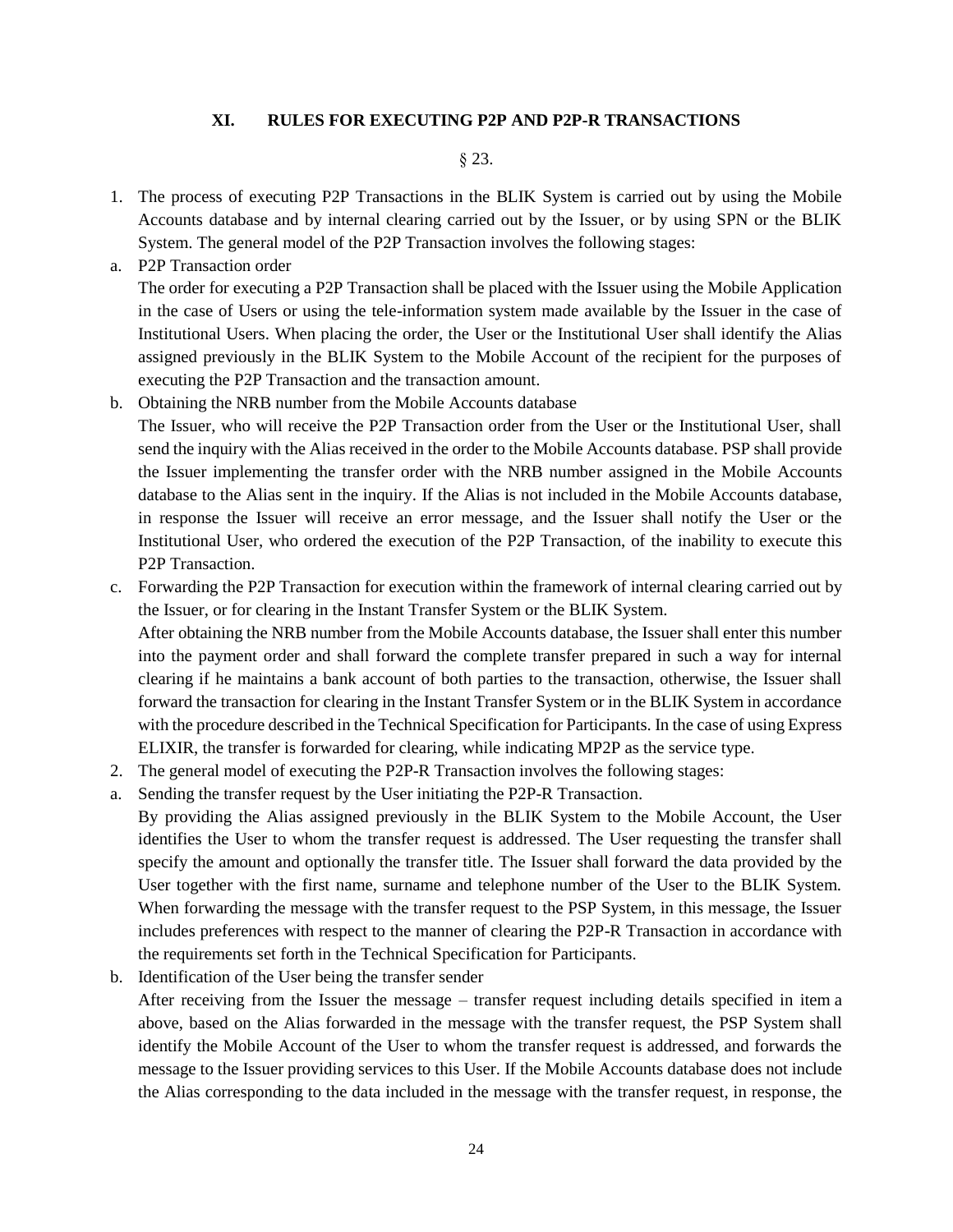## XI. RULES FOR EXECUTING P2P AND P2P-R TRANSACTIONS

§ 23.

1. The process of executing P2P Transactions in the BLIK System is carried out by using the Mobile Accounts database and by internal clearing carried out by the Issuer, or by using SPN or the BLIK System. The general model of the P2P Transaction involves the following stages:

a. P2P Transaction order

   The order for executing a P2P Transaction shall be placed with the Issuer using the Mobile Application in the case of Users or using the tele-information system made available by the Issuer in the case of Institutional Users. When placing the order, the User or the Institutional User shall identify the Alias assigned previously in the BLIK System to the Mobile Account of the recipient for the purposes of executing the P2P Transaction and the transaction amount.

b. Obtaining the NRB number from the Mobile Accounts database

   The Issuer, who will receive the P2P Transaction order from the User or the Institutional User, shall send the inquiry with the Alias received in the order to the Mobile Accounts database. PSP shall provide the Issuer implementing the transfer order with the NRB number assigned in the Mobile Accounts database to the Alias sent in the inquiry. If the Alias is not included in the Mobile Accounts database, in response the Issuer will receive an error message, and the Issuer shall notify the User or the Institutional User, who ordered the execution of the P2P Transaction, of the inability to execute this P2P Transaction.

c. Forwarding the P2P Transaction for execution within the framework of internal clearing carried out by the Issuer, or for clearing in the Instant Transfer System or the BLIK System.

   After obtaining the NRB number from the Mobile Accounts database, the Issuer shall enter this number into the payment order and shall forward the complete transfer prepared in such a way for internal clearing if he maintains a bank account of both parties to the transaction, otherwise, the Issuer shall forward the transaction for clearing in the Instant Transfer System or in the BLIK System in accordance with the procedure described in the Technical Specification for Participants. In the case of using Express ELIXIR, the transfer is forwarded for clearing, while indicating MP2P as the service type.

2. The general model of executing the P2P-R Transaction involves the following stages:

a. Sending the transfer request by the User initiating the P2P-R Transaction.

   By providing the Alias assigned previously in the BLIK System to the Mobile Account, the User identifies the User to whom the transfer request is addressed. The User requesting the transfer shall specify the amount and optionally the transfer title. The Issuer shall forward the data provided by the User together with the first name, surname and telephone number of the User to the BLIK System. When forwarding the message with the transfer request to the PSP System, in this message, the Issuer includes preferences with respect to the manner of clearing the P2P-R Transaction in accordance with the requirements set forth in the Technical Specification for Participants.

b. Identification of the User being the transfer sender

   After receiving from the Issuer the message – transfer request including details specified in item a above, based on the Alias forwarded in the message with the transfer request, the PSP System shall identify the Mobile Account of the User to whom the transfer request is addressed, and forwards the message to the Issuer providing services to this User. If the Mobile Accounts database does not include the Alias corresponding to the data included in the message with the transfer request, in response, the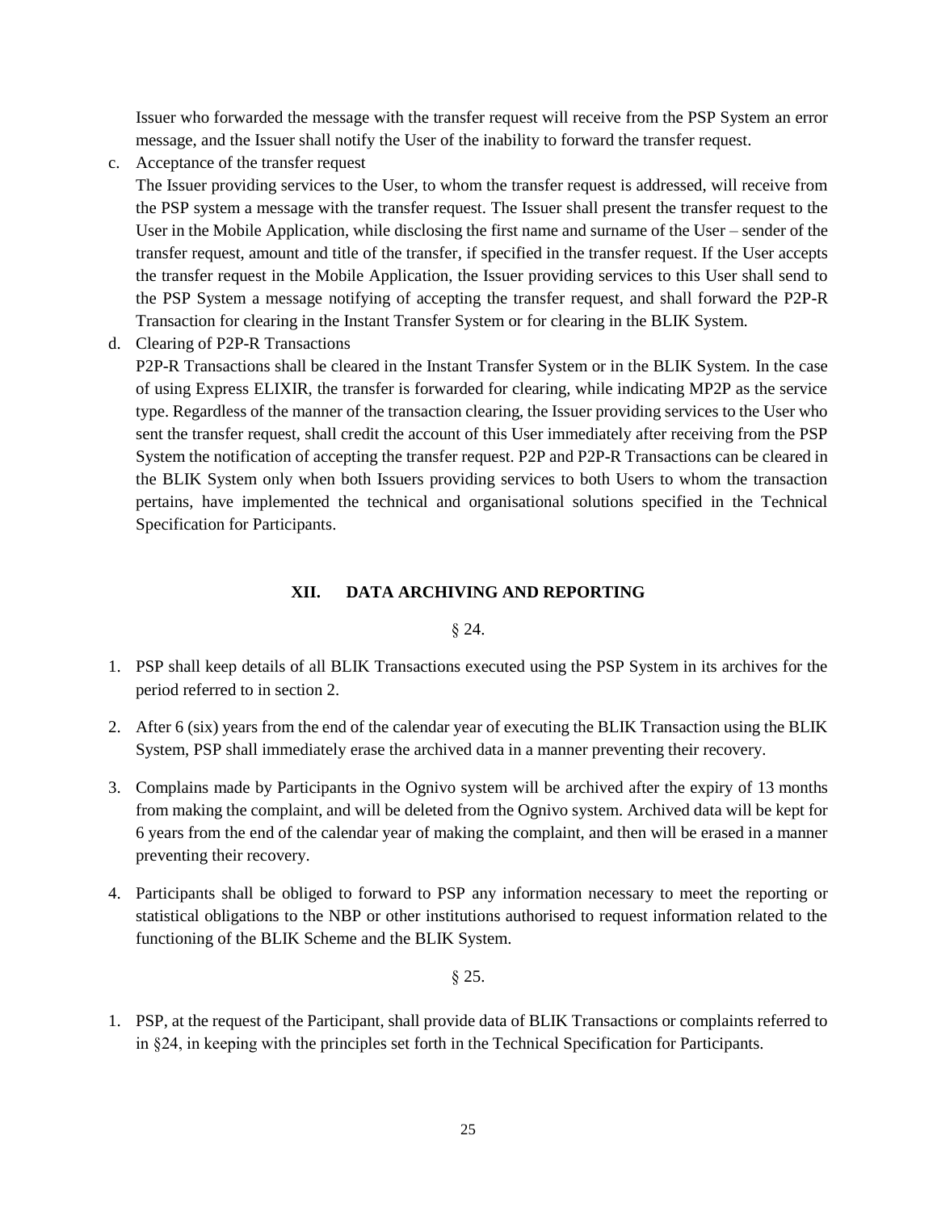Issuer who forwarded the message with the transfer request will receive from the PSP System an error message, and the Issuer shall notify the User of the inability to forward the transfer request.

c. Acceptance of the transfer request
   The Issuer providing services to the User, to whom the transfer request is addressed, will receive from the PSP system a message with the transfer request. The Issuer shall present the transfer request to the User in the Mobile Application, while disclosing the first name and surname of the User – sender of the transfer request, amount and title of the transfer, if specified in the transfer request. If the User accepts the transfer request in the Mobile Application, the Issuer providing services to this User shall send to the PSP System a message notifying of accepting the transfer request, and shall forward the P2P-R Transaction for clearing in the Instant Transfer System or for clearing in the BLIK System.

d. Clearing of P2P-R Transactions
   P2P-R Transactions shall be cleared in the Instant Transfer System or in the BLIK System. In the case of using Express ELIXIR, the transfer is forwarded for clearing, while indicating MP2P as the service type. Regardless of the manner of the transaction clearing, the Issuer providing services to the User who sent the transfer request, shall credit the account of this User immediately after receiving from the PSP System the notification of accepting the transfer request. P2P and P2P-R Transactions can be cleared in the BLIK System only when both Issuers providing services to both Users to whom the transaction pertains, have implemented the technical and organisational solutions specified in the Technical Specification for Participants.

## XII. DATA ARCHIVING AND REPORTING

§ 24.

1. PSP shall keep details of all BLIK Transactions executed using the PSP System in its archives for the period referred to in section 2.

2. After 6 (six) years from the end of the calendar year of executing the BLIK Transaction using the BLIK System, PSP shall immediately erase the archived data in a manner preventing their recovery.

3. Complains made by Participants in the Ognivo system will be archived after the expiry of 13 months from making the complaint, and will be deleted from the Ognivo system. Archived data will be kept for 6 years from the end of the calendar year of making the complaint, and then will be erased in a manner preventing their recovery.

4. Participants shall be obliged to forward to PSP any information necessary to meet the reporting or statistical obligations to the NBP or other institutions authorised to request information related to the functioning of the BLIK Scheme and the BLIK System.

§ 25.

1. PSP, at the request of the Participant, shall provide data of BLIK Transactions or complaints referred to in §24, in keeping with the principles set forth in the Technical Specification for Participants.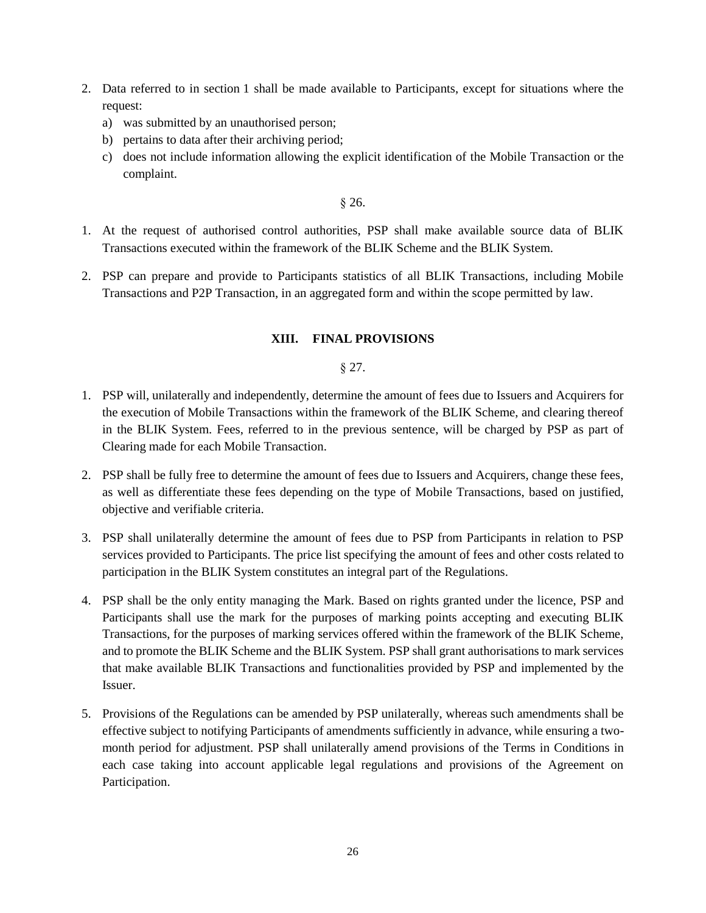2. Data referred to in section 1 shall be made available to Participants, except for situations where the request:
   a) was submitted by an unauthorised person;
   b) pertains to data after their archiving period;
   c) does not include information allowing the explicit identification of the Mobile Transaction or the complaint.

§ 26.

1. At the request of authorised control authorities, PSP shall make available source data of BLIK Transactions executed within the framework of the BLIK Scheme and the BLIK System.
2. PSP can prepare and provide to Participants statistics of all BLIK Transactions, including Mobile Transactions and P2P Transaction, in an aggregated form and within the scope permitted by law.

## XIII. FINAL PROVISIONS

§ 27.

1. PSP will, unilaterally and independently, determine the amount of fees due to Issuers and Acquirers for the execution of Mobile Transactions within the framework of the BLIK Scheme, and clearing thereof in the BLIK System. Fees, referred to in the previous sentence, will be charged by PSP as part of Clearing made for each Mobile Transaction.
2. PSP shall be fully free to determine the amount of fees due to Issuers and Acquirers, change these fees, as well as differentiate these fees depending on the type of Mobile Transactions, based on justified, objective and verifiable criteria.
3. PSP shall unilaterally determine the amount of fees due to PSP from Participants in relation to PSP services provided to Participants. The price list specifying the amount of fees and other costs related to participation in the BLIK System constitutes an integral part of the Regulations.
4. PSP shall be the only entity managing the Mark. Based on rights granted under the licence, PSP and Participants shall use the mark for the purposes of marking points accepting and executing BLIK Transactions, for the purposes of marking services offered within the framework of the BLIK Scheme, and to promote the BLIK Scheme and the BLIK System. PSP shall grant authorisations to mark services that make available BLIK Transactions and functionalities provided by PSP and implemented by the Issuer.
5. Provisions of the Regulations can be amended by PSP unilaterally, whereas such amendments shall be effective subject to notifying Participants of amendments sufficiently in advance, while ensuring a two-month period for adjustment. PSP shall unilaterally amend provisions of the Terms in Conditions in each case taking into account applicable legal regulations and provisions of the Agreement on Participation.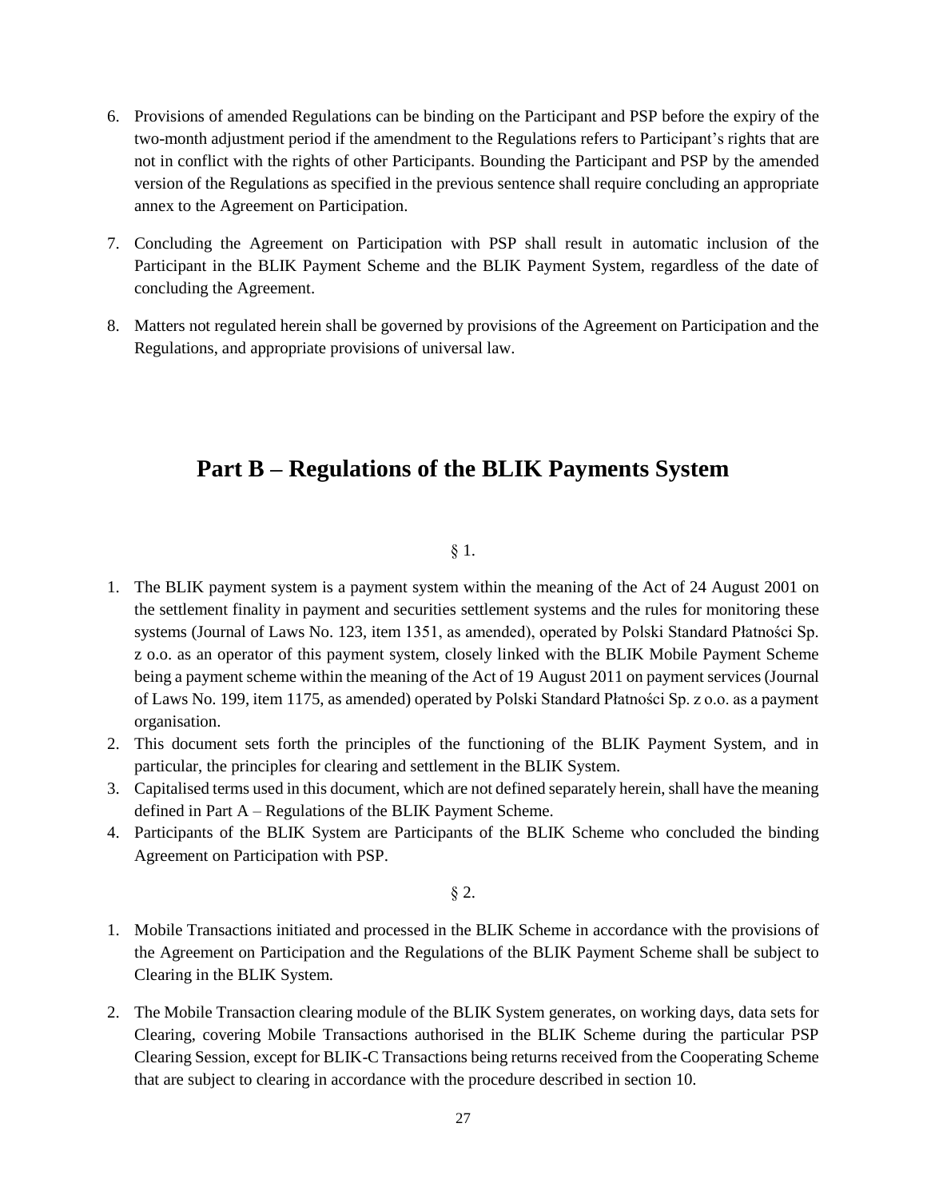6. Provisions of amended Regulations can be binding on the Participant and PSP before the expiry of the two-month adjustment period if the amendment to the Regulations refers to Participant's rights that are not in conflict with the rights of other Participants. Bounding the Participant and PSP by the amended version of the Regulations as specified in the previous sentence shall require concluding an appropriate annex to the Agreement on Participation.

7. Concluding the Agreement on Participation with PSP shall result in automatic inclusion of the Participant in the BLIK Payment Scheme and the BLIK Payment System, regardless of the date of concluding the Agreement.

8. Matters not regulated herein shall be governed by provisions of the Agreement on Participation and the Regulations, and appropriate provisions of universal law.

# Part B – Regulations of the BLIK Payments System

§ 1.

1. The BLIK payment system is a payment system within the meaning of the Act of 24 August 2001 on the settlement finality in payment and securities settlement systems and the rules for monitoring these systems (Journal of Laws No. 123, item 1351, as amended), operated by Polski Standard Płatności Sp. z o.o. as an operator of this payment system, closely linked with the BLIK Mobile Payment Scheme being a payment scheme within the meaning of the Act of 19 August 2011 on payment services (Journal of Laws No. 199, item 1175, as amended) operated by Polski Standard Płatności Sp. z o.o. as a payment organisation.
2. This document sets forth the principles of the functioning of the BLIK Payment System, and in particular, the principles for clearing and settlement in the BLIK System.
3. Capitalised terms used in this document, which are not defined separately herein, shall have the meaning defined in Part A – Regulations of the BLIK Payment Scheme.
4. Participants of the BLIK System are Participants of the BLIK Scheme who concluded the binding Agreement on Participation with PSP.

§ 2.

1. Mobile Transactions initiated and processed in the BLIK Scheme in accordance with the provisions of the Agreement on Participation and the Regulations of the BLIK Payment Scheme shall be subject to Clearing in the BLIK System.

2. The Mobile Transaction clearing module of the BLIK System generates, on working days, data sets for Clearing, covering Mobile Transactions authorised in the BLIK Scheme during the particular PSP Clearing Session, except for BLIK-C Transactions being returns received from the Cooperating Scheme that are subject to clearing in accordance with the procedure described in section 10.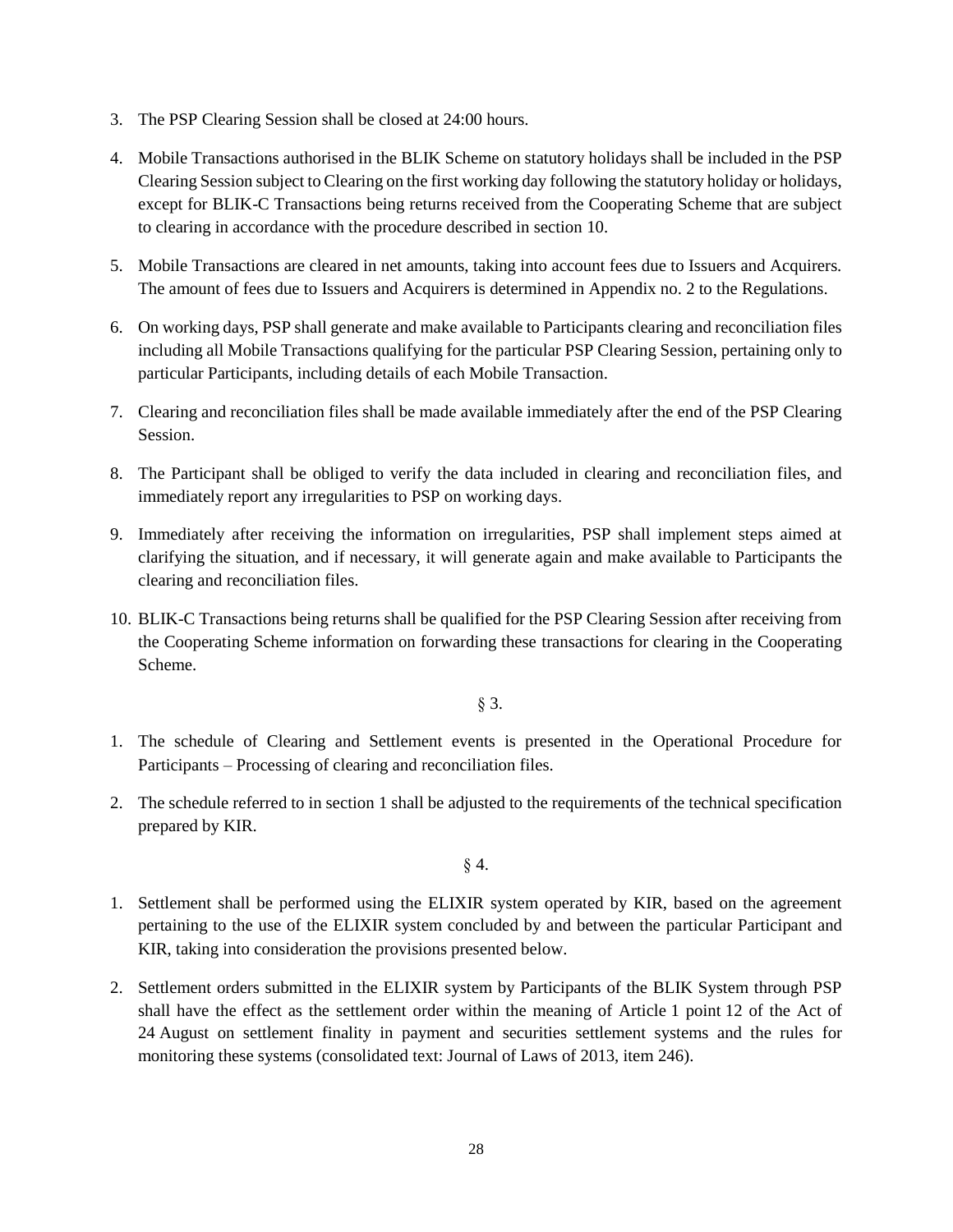3. The PSP Clearing Session shall be closed at 24:00 hours.

4. Mobile Transactions authorised in the BLIK Scheme on statutory holidays shall be included in the PSP Clearing Session subject to Clearing on the first working day following the statutory holiday or holidays, except for BLIK-C Transactions being returns received from the Cooperating Scheme that are subject to clearing in accordance with the procedure described in section 10.

5. Mobile Transactions are cleared in net amounts, taking into account fees due to Issuers and Acquirers. The amount of fees due to Issuers and Acquirers is determined in Appendix no. 2 to the Regulations.

6. On working days, PSP shall generate and make available to Participants clearing and reconciliation files including all Mobile Transactions qualifying for the particular PSP Clearing Session, pertaining only to particular Participants, including details of each Mobile Transaction.

7. Clearing and reconciliation files shall be made available immediately after the end of the PSP Clearing Session.

8. The Participant shall be obliged to verify the data included in clearing and reconciliation files, and immediately report any irregularities to PSP on working days.

9. Immediately after receiving the information on irregularities, PSP shall implement steps aimed at clarifying the situation, and if necessary, it will generate again and make available to Participants the clearing and reconciliation files.

10. BLIK-C Transactions being returns shall be qualified for the PSP Clearing Session after receiving from the Cooperating Scheme information on forwarding these transactions for clearing in the Cooperating Scheme.

§ 3.

1. The schedule of Clearing and Settlement events is presented in the Operational Procedure for Participants – Processing of clearing and reconciliation files.

2. The schedule referred to in section 1 shall be adjusted to the requirements of the technical specification prepared by KIR.

§ 4.

1. Settlement shall be performed using the ELIXIR system operated by KIR, based on the agreement pertaining to the use of the ELIXIR system concluded by and between the particular Participant and KIR, taking into consideration the provisions presented below.

2. Settlement orders submitted in the ELIXIR system by Participants of the BLIK System through PSP shall have the effect as the settlement order within the meaning of Article 1 point 12 of the Act of 24 August on settlement finality in payment and securities settlement systems and the rules for monitoring these systems (consolidated text: Journal of Laws of 2013, item 246).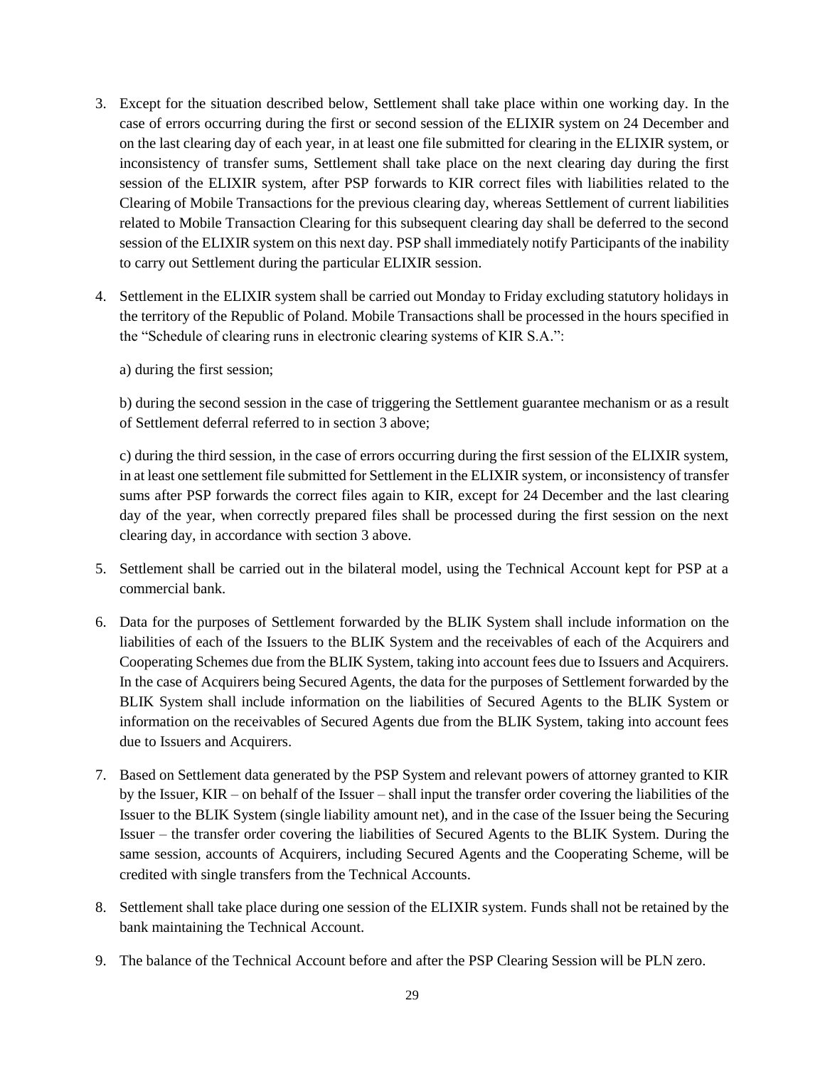3. Except for the situation described below, Settlement shall take place within one working day. In the case of errors occurring during the first or second session of the ELIXIR system on 24 December and on the last clearing day of each year, in at least one file submitted for clearing in the ELIXIR system, or inconsistency of transfer sums, Settlement shall take place on the next clearing day during the first session of the ELIXIR system, after PSP forwards to KIR correct files with liabilities related to the Clearing of Mobile Transactions for the previous clearing day, whereas Settlement of current liabilities related to Mobile Transaction Clearing for this subsequent clearing day shall be deferred to the second session of the ELIXIR system on this next day. PSP shall immediately notify Participants of the inability to carry out Settlement during the particular ELIXIR session.

4. Settlement in the ELIXIR system shall be carried out Monday to Friday excluding statutory holidays in the territory of the Republic of Poland. Mobile Transactions shall be processed in the hours specified in the "Schedule of clearing runs in electronic clearing systems of KIR S.A.":

   a) during the first session;

   b) during the second session in the case of triggering the Settlement guarantee mechanism or as a result of Settlement deferral referred to in section 3 above;

   c) during the third session, in the case of errors occurring during the first session of the ELIXIR system, in at least one settlement file submitted for Settlement in the ELIXIR system, or inconsistency of transfer sums after PSP forwards the correct files again to KIR, except for 24 December and the last clearing day of the year, when correctly prepared files shall be processed during the first session on the next clearing day, in accordance with section 3 above.

5. Settlement shall be carried out in the bilateral model, using the Technical Account kept for PSP at a commercial bank.

6. Data for the purposes of Settlement forwarded by the BLIK System shall include information on the liabilities of each of the Issuers to the BLIK System and the receivables of each of the Acquirers and Cooperating Schemes due from the BLIK System, taking into account fees due to Issuers and Acquirers. In the case of Acquirers being Secured Agents, the data for the purposes of Settlement forwarded by the BLIK System shall include information on the liabilities of Secured Agents to the BLIK System or information on the receivables of Secured Agents due from the BLIK System, taking into account fees due to Issuers and Acquirers.

7. Based on Settlement data generated by the PSP System and relevant powers of attorney granted to KIR by the Issuer, KIR – on behalf of the Issuer – shall input the transfer order covering the liabilities of the Issuer to the BLIK System (single liability amount net), and in the case of the Issuer being the Securing Issuer – the transfer order covering the liabilities of Secured Agents to the BLIK System. During the same session, accounts of Acquirers, including Secured Agents and the Cooperating Scheme, will be credited with single transfers from the Technical Accounts.

8. Settlement shall take place during one session of the ELIXIR system. Funds shall not be retained by the bank maintaining the Technical Account.

9. The balance of the Technical Account before and after the PSP Clearing Session will be PLN zero.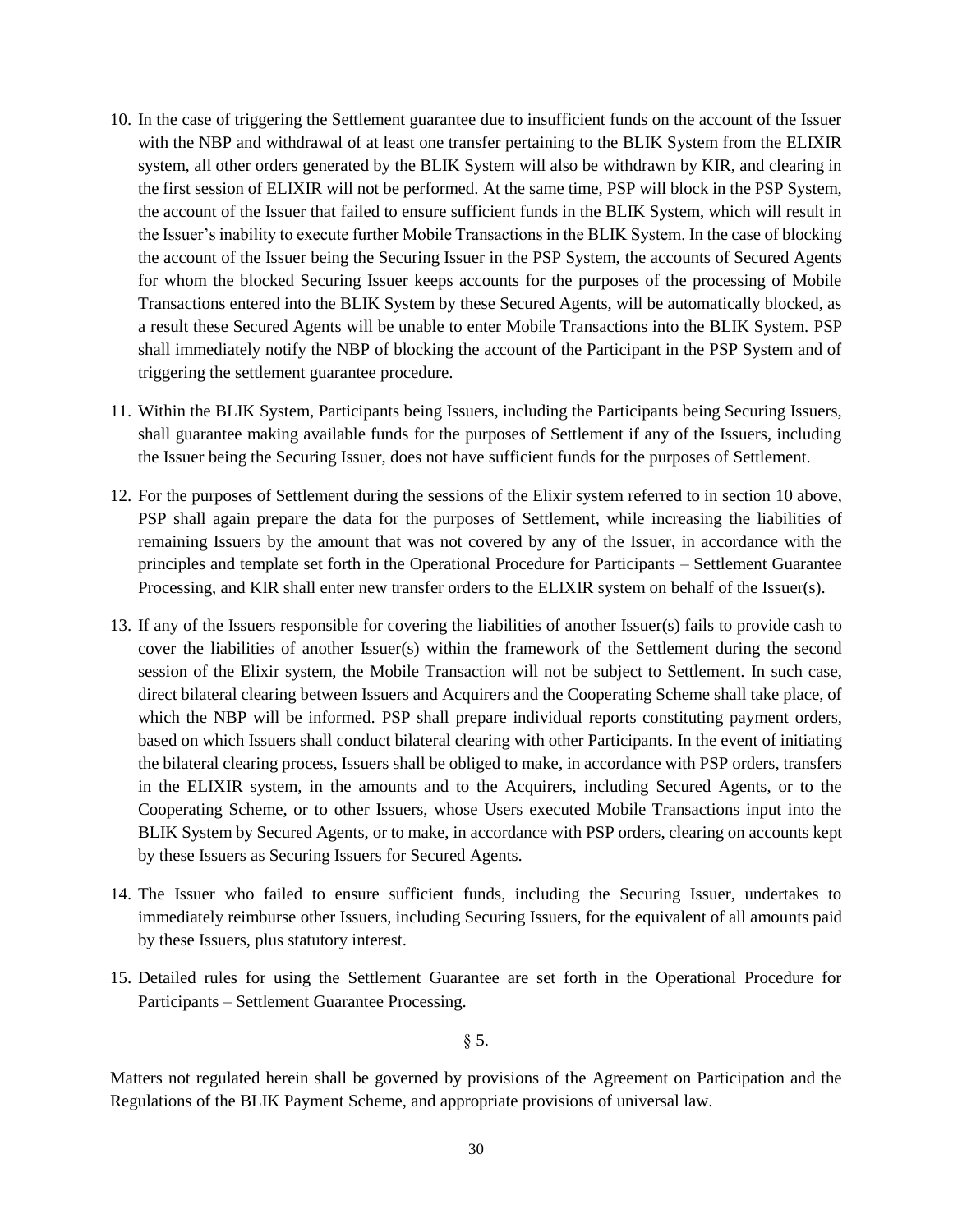10. In the case of triggering the Settlement guarantee due to insufficient funds on the account of the Issuer with the NBP and withdrawal of at least one transfer pertaining to the BLIK System from the ELIXIR system, all other orders generated by the BLIK System will also be withdrawn by KIR, and clearing in the first session of ELIXIR will not be performed. At the same time, PSP will block in the PSP System, the account of the Issuer that failed to ensure sufficient funds in the BLIK System, which will result in the Issuer's inability to execute further Mobile Transactions in the BLIK System. In the case of blocking the account of the Issuer being the Securing Issuer in the PSP System, the accounts of Secured Agents for whom the blocked Securing Issuer keeps accounts for the purposes of the processing of Mobile Transactions entered into the BLIK System by these Secured Agents, will be automatically blocked, as a result these Secured Agents will be unable to enter Mobile Transactions into the BLIK System. PSP shall immediately notify the NBP of blocking the account of the Participant in the PSP System and of triggering the settlement guarantee procedure.
11. Within the BLIK System, Participants being Issuers, including the Participants being Securing Issuers, shall guarantee making available funds for the purposes of Settlement if any of the Issuers, including the Issuer being the Securing Issuer, does not have sufficient funds for the purposes of Settlement.
12. For the purposes of Settlement during the sessions of the Elixir system referred to in section 10 above, PSP shall again prepare the data for the purposes of Settlement, while increasing the liabilities of remaining Issuers by the amount that was not covered by any of the Issuer, in accordance with the principles and template set forth in the Operational Procedure for Participants – Settlement Guarantee Processing, and KIR shall enter new transfer orders to the ELIXIR system on behalf of the Issuer(s).
13. If any of the Issuers responsible for covering the liabilities of another Issuer(s) fails to provide cash to cover the liabilities of another Issuer(s) within the framework of the Settlement during the second session of the Elixir system, the Mobile Transaction will not be subject to Settlement. In such case, direct bilateral clearing between Issuers and Acquirers and the Cooperating Scheme shall take place, of which the NBP will be informed. PSP shall prepare individual reports constituting payment orders, based on which Issuers shall conduct bilateral clearing with other Participants. In the event of initiating the bilateral clearing process, Issuers shall be obliged to make, in accordance with PSP orders, transfers in the ELIXIR system, in the amounts and to the Acquirers, including Secured Agents, or to the Cooperating Scheme, or to other Issuers, whose Users executed Mobile Transactions input into the BLIK System by Secured Agents, or to make, in accordance with PSP orders, clearing on accounts kept by these Issuers as Securing Issuers for Secured Agents.
14. The Issuer who failed to ensure sufficient funds, including the Securing Issuer, undertakes to immediately reimburse other Issuers, including Securing Issuers, for the equivalent of all amounts paid by these Issuers, plus statutory interest.
15. Detailed rules for using the Settlement Guarantee are set forth in the Operational Procedure for Participants – Settlement Guarantee Processing.

§ 5.

Matters not regulated herein shall be governed by provisions of the Agreement on Participation and the Regulations of the BLIK Payment Scheme, and appropriate provisions of universal law.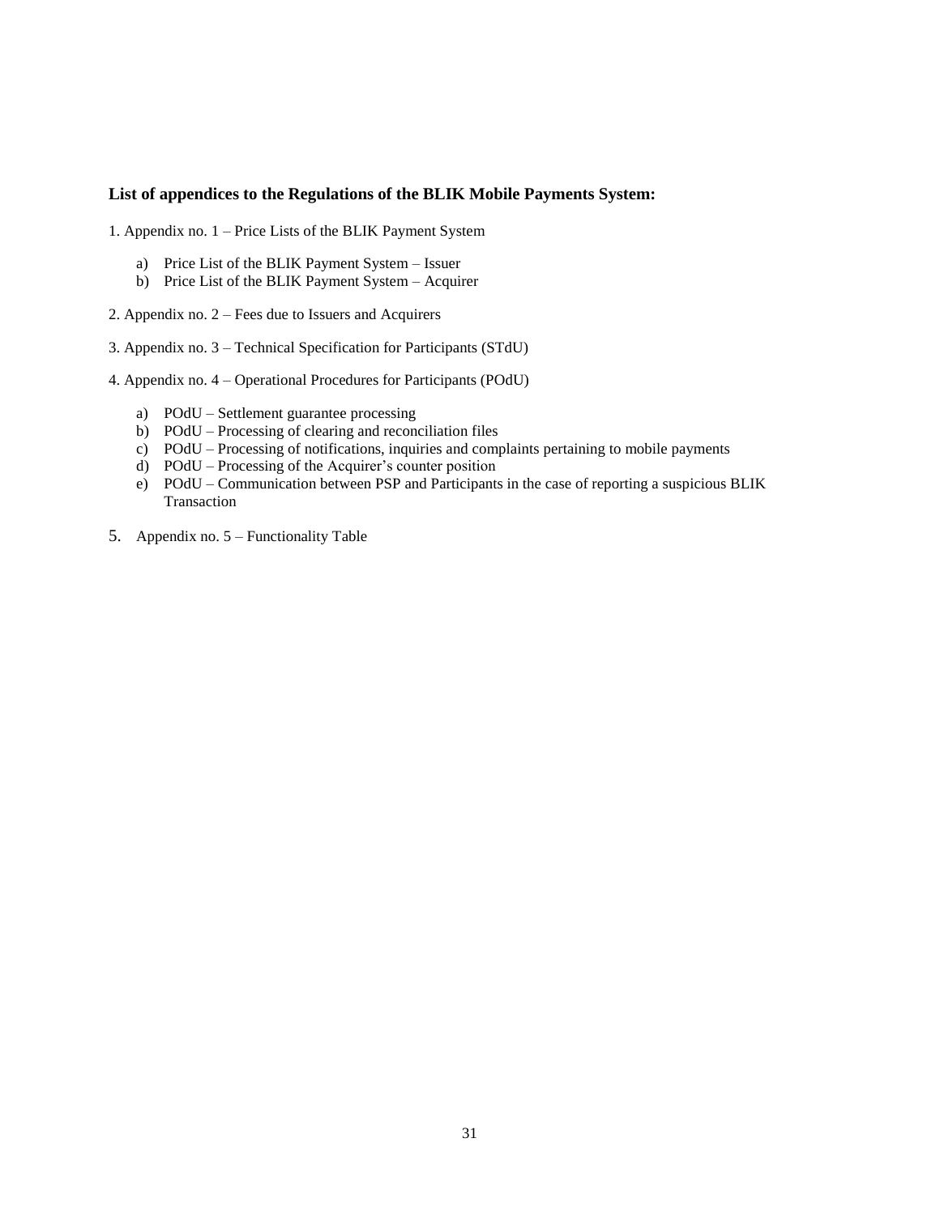**List of appendices to the Regulations of the BLIK Mobile Payments System:**

1. Appendix no. 1 – Price Lists of the BLIK Payment System
    a) Price List of the BLIK Payment System – Issuer
    b) Price List of the BLIK Payment System – Acquirer
2. Appendix no. 2 – Fees due to Issuers and Acquirers
3. Appendix no. 3 – Technical Specification for Participants (STdU)
4. Appendix no. 4 – Operational Procedures for Participants (POdU)
    a) POdU – Settlement guarantee processing
    b) POdU – Processing of clearing and reconciliation files
    c) POdU – Processing of notifications, inquiries and complaints pertaining to mobile payments
    d) POdU – Processing of the Acquirer's counter position
    e) POdU – Communication between PSP and Participants in the case of reporting a suspicious BLIK Transaction
5. Appendix no. 5 – Functionality Table